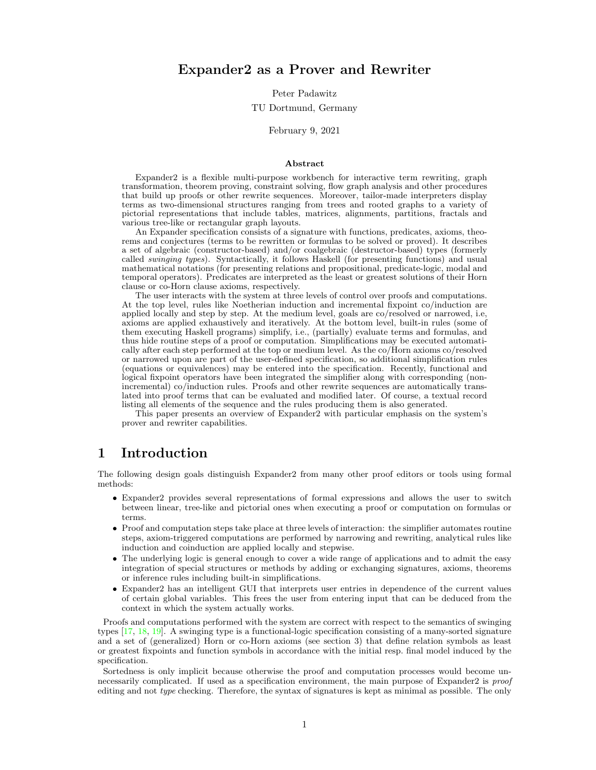# Expander2 as a Prover and Rewriter

Peter Padawitz

TU Dortmund, Germany

February 9, 2021

## Abstract

Expander2 is a flexible multi-purpose workbench for interactive term rewriting, graph transformation, theorem proving, constraint solving, flow graph analysis and other procedures that build up proofs or other rewrite sequences. Moreover, tailor-made interpreters display terms as two-dimensional structures ranging from trees and rooted graphs to a variety of pictorial representations that include tables, matrices, alignments, partitions, fractals and various tree-like or rectangular graph layouts.

An Expander specification consists of a signature with functions, predicates, axioms, theorems and conjectures (terms to be rewritten or formulas to be solved or proved). It describes a set of algebraic (constructor-based) and/or coalgebraic (destructor-based) types (formerly called *swinging types*). Syntactically, it follows Haskell (for presenting functions) and usual mathematical notations (for presenting relations and propositional, predicate-logic, modal and temporal operators). Predicates are interpreted as the least or greatest solutions of their Horn clause or co-Horn clause axioms, respectively.

The user interacts with the system at three levels of control over proofs and computations. At the top level, rules like Noetherian induction and incremental fixpoint co/induction are applied locally and step by step. At the medium level, goals are co/resolved or narrowed, i.e, axioms are applied exhaustively and iteratively. At the bottom level, built-in rules (some of them executing Haskell programs) simplify, i.e., (partially) evaluate terms and formulas, and thus hide routine steps of a proof or computation. Simplifications may be executed automatically after each step performed at the top or medium level. As the co/Horn axioms co/resolved or narrowed upon are part of the user-defined specification, so additional simplification rules (equations or equivalences) may be entered into the specification. Recently, functional and logical fixpoint operators have been integrated the simplifier along with corresponding (non-incremental) co/induction rules. Proofs and other rewrite sequences are automatically translated into proof terms that can be evaluated and modified later. Of course, a textual record listing all elements of the sequence and the rules producing them is also generated.

This paper presents an overview of Expander2 with particular emphasis on the system's prover and rewriter capabilities.

## 1 Introduction

The following design goals distinguish Expander2 from many other proof editors or tools using formal methods:

- Expander2 provides several representations of formal expressions and allows the user to switch between linear, tree-like and pictorial ones when executing a proof or computation on formulas or terms.
- Proof and computation steps take place at three levels of interaction: the simplifier automates routine steps, axiom-triggered computations are performed by narrowing and rewriting, analytical rules like induction and coinduction are applied locally and stepwise.
- The underlying logic is general enough to cover a wide range of applications and to admit the easy integration of special structures or methods by adding or exchanging signatures, axioms, theorems or inference rules including built-in simplifications.
- Expander2 has an intelligent GUI that interprets user entries in dependence of the current values of certain global variables. This frees the user from entering input that can be deduced from the context in which the system actually works.

Proofs and computations performed with the system are correct with respect to the semantics of swinging types [17, 18, 19]. A swinging type is a functional-logic specification consisting of a many-sorted signature and a set of (generalized) Horn or co-Horn axioms (see section 3) that define relation symbols as least or greatest fixpoints and function symbols in accordance with the initial resp. final model induced by the specification.

Sortedness is only implicit because otherwise the proof and computation processes would become unnecessarily complicated. If used as a specification environment, the main purpose of Expander2 is *proof* editing and not *type* checking. Therefore, the syntax of signatures is kept as minimal as possible. The only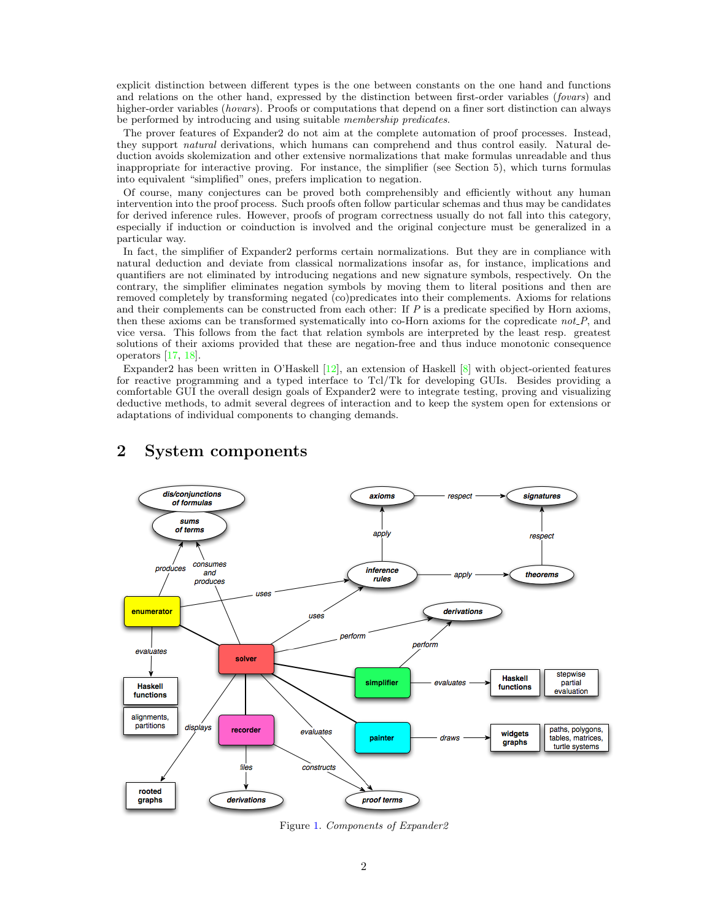explicit distinction between different types is the one between constants on the one hand and functions and relations on the other hand, expressed by the distinction between first-order variables (*fovars*) and higher-order variables (*hovars*). Proofs or computations that depend on a finer sort distinction can always be performed by introducing and using suitable *membership predicates*.

The prover features of Expander2 do not aim at the complete automation of proof processes. Instead, they support *natural* derivations, which humans can comprehend and thus control easily. Natural deduction avoids skolemization and other extensive normalizations that make formulas unreadable and thus inappropriate for interactive proving. For instance, the simplifier (see Section 5), which turns formulas into equivalent "simplified" ones, prefers implication to negation.

Of course, many conjectures can be proved both comprehensibly and efficiently without any human intervention into the proof process. Such proofs often follow particular schemas and thus may be candidates for derived inference rules. However, proofs of program correctness usually do not fall into this category, especially if induction or coinduction is involved and the original conjecture must be generalized in a particular way.

In fact, the simplifier of Expander2 performs certain normalizations. But they are in compliance with natural deduction and deviate from classical normalizations insofar as, for instance, implications and quantifiers are not eliminated by introducing negations and new signature symbols, respectively. On the contrary, the simplifier eliminates negation symbols by moving them to literal positions and then are removed completely by transforming negated (co)predicates into their complements. Axioms for relations and their complements can be constructed from each other: If $P$ is a predicate specified by Horn axioms, then these axioms can be transformed systematically into co-Horn axioms for the copredicate *not_P*, and vice versa. This follows from the fact that relation symbols are interpreted by the least resp. greatest solutions of their axioms provided that these are negation-free and thus induce monotonic consequence operators [17, 18].

Expander2 has been written in O'Haskell [12], an extension of Haskell [8] with object-oriented features for reactive programming and a typed interface to Tcl/Tk for developing GUIs. Besides providing a comfortable GUI the overall design goals of Expander2 were to integrate testing, proving and visualizing deductive methods, to admit several degrees of interaction and to keep the system open for extensions or adaptations of individual components to changing demands.

## 2 System components

dis/conjunctions of formulas
sums of terms
axioms
respect
signatures
apply
respect
produces
consumes and produces
inference rules
apply
theorems
uses
uses
enumerator
derivations
perform
perform
evaluates
solver
simplifier
evaluates
Haskell functions
stepwise partial evaluation
Haskell functions
alignments, partitions
displays
recorder
evaluates
painter
draws
widgets graphs
paths, polygons, tables, matrices, turtle systems
files
constructs
rooted graphs
derivations
proof terms

Figure 1. *Components of Expander2*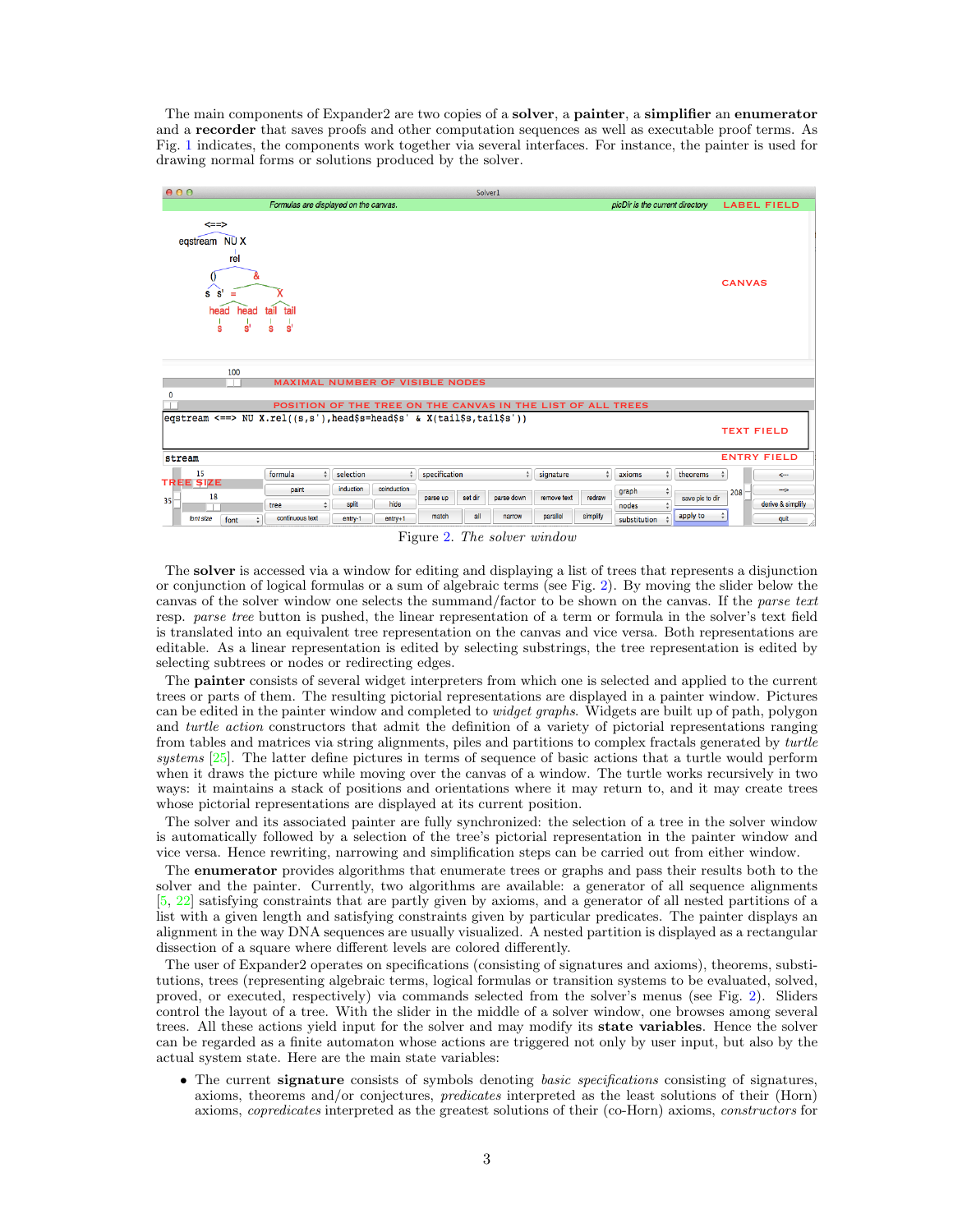The main components of Expander2 are two copies of a **solver**, a **painter**, a **simplifier** an **enumerator** and a **recorder** that saves proofs and other computation sequences as well as executable proof terms. As Fig. 1 indicates, the components work together via several interfaces. For instance, the painter is used for drawing normal forms or solutions produced by the solver.

Figure 2. *The solver window*

The **solver** is accessed via a window for editing and displaying a list of trees that represents a disjunction or conjunction of logical formulas or a sum of algebraic terms (see Fig. 2). By moving the slider below the canvas of the solver window one selects the summand/factor to be shown on the canvas. If the *parse text* resp. *parse tree* button is pushed, the linear representation of a term or formula in the solver's text field is translated into an equivalent tree representation on the canvas and vice versa. Both representations are editable. As a linear representation is edited by selecting substrings, the tree representation is edited by selecting subtrees or nodes or redirecting edges.

The **painter** consists of several widget interpreters from which one is selected and applied to the current trees or parts of them. The resulting pictorial representations are displayed in a painter window. Pictures can be edited in the painter window and completed to *widget graphs*. Widgets are built up of path, polygon and *turtle action* constructors that admit the definition of a variety of pictorial representations ranging from tables and matrices via string alignments, piles and partitions to complex fractals generated by *turtle systems* [25]. The latter define pictures in terms of sequence of basic actions that a turtle would perform when it draws the picture while moving over the canvas of a window. The turtle works recursively in two ways: it maintains a stack of positions and orientations where it may return to, and it may create trees whose pictorial representations are displayed at its current position.

The solver and its associated painter are fully synchronized: the selection of a tree in the solver window is automatically followed by a selection of the tree's pictorial representation in the painter window and vice versa. Hence rewriting, narrowing and simplification steps can be carried out from either window.

The **enumerator** provides algorithms that enumerate trees or graphs and pass their results both to the solver and the painter. Currently, two algorithms are available: a generator of all sequence alignments [5, 22] satisfying constraints that are partly given by axioms, and a generator of all nested partitions of a list with a given length and satisfying constraints given by particular predicates. The painter displays an alignment in the way DNA sequences are usually visualized. A nested partition is displayed as a rectangular dissection of a square where different levels are colored differently.

The user of Expander2 operates on specifications (consisting of signatures and axioms), theorems, substitutions, trees (representing algebraic terms, logical formulas or transition systems to be evaluated, solved, proved, or executed, respectively) via commands selected from the solver's menus (see Fig. 2). Sliders control the layout of a tree. With the slider in the middle of a solver window, one browses among several trees. All these actions yield input for the solver and may modify its **state variables**. Hence the solver can be regarded as a finite automaton whose state actions are triggered not only by user input, but also by the actual system state. Here are the main state variables:

- The current **signature** consists of symbols denoting *basic specifications* consisting of signatures, axioms, theorems and/or conjectures, *predicates* interpreted as the least solutions of their (Horn) axioms, *copredicates* interpreted as the greatest solutions of their (co-Horn) axioms, *constructors* for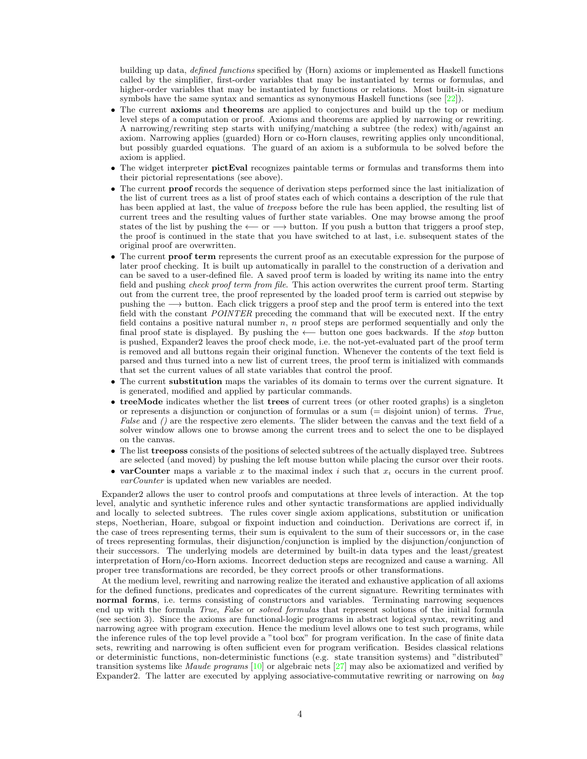building up data, *defined functions* specified by (Horn) axioms or implemented as Haskell functions called by the simplifier, first-order variables that may be instantiated by terms or formulas, and higher-order variables that may be instantiated by functions or relations. Most built-in signature symbols have the same syntax and semantics as synonymous Haskell functions (see [22]).

- The current **axioms** and **theorems** are applied to conjectures and build up the top or medium level steps of a computation or proof. Axioms and theorems are applied by narrowing or rewriting. A narrowing/rewriting step starts with unifying/matching a subtree (the redex) with/against an axiom. Narrowing applies (guarded) Horn or co-Horn clauses, rewriting applies only unconditional, but possibly guarded equations. The guard of an axiom is a subformula to be solved before the axiom is applied.
- The widget interpreter **pictEval** recognizes paintable terms or formulas and transforms them into their pictorial representations (see above).
- The current **proof** records the sequence of derivation steps performed since the last initialization of the list of current trees as a list of proof states each of which contains a description of the rule that has been applied at last, the value of *treeposs* before the rule has been applied, the resulting list of current trees and the resulting values of further state variables. One may browse among the proof states of the list by pushing the ⟵ or ⟶ button. If you push a button that triggers a proof step, the proof is continued in the state that you have switched to at last, i.e. subsequent states of the original proof are overwritten.
- The current **proof term** represents the current proof as an executable expression for the purpose of later proof checking. It is built up automatically in parallel to the construction of a derivation and can be saved to a user-defined file. A saved proof term is loaded by writing its name into the entry field and pushing *check proof term from file*. This action overwrites the current proof term. Starting out from the current tree, the proof represented by the loaded proof term is carried out stepwise by pushing the ⟶ button. Each click triggers a proof step and the proof term is entered into the text field with the constant *POINTER* preceding the command that will be executed next. If the entry field contains a positive natural number $n$, $n$ proof steps are performed sequentially and only the final proof state is displayed. By pushing the ⟵ button one goes backwards. If the *stop* button is pushed, Expander2 leaves the proof check mode, i.e. the not-yet-evaluated part of the proof term is removed and all buttons regain their original function. Whenever the contents of the text field is parsed and thus turned into a new list of current trees, the proof term is initialized with commands that set the current values of all state variables that control the proof.
- The current **substitution** maps the variables of its domain to terms over the current signature. It is generated, modified and applied by particular commands.
- **treeMode** indicates whether the list **trees** of current trees (or other rooted graphs) is a singleton or represents a disjunction or conjunction of formulas or a sum (= disjoint union) of terms. *True*, *False* and *()* are the respective zero elements. The slider between the canvas and the text field of a solver window allows one to browse among the current trees and to select the one to be displayed on the canvas.
- The list **treeposs** consists of the positions of selected subtrees of the actually displayed tree. Subtrees are selected (and moved) by pushing the left mouse button while placing the cursor over their roots.
- **varCounter** maps a variable $x$ to the maximal index $i$ such that $x_i$ occurs in the current proof. *varCounter* is updated when new variables are needed.

Expander2 allows the user to control proofs and computations at three levels of interaction. At the top level, analytic and synthetic inference rules and other syntactic transformations are applied individually and locally to selected subtrees. The rules cover single axiom applications, substitution or unification steps, Noetherian, Hoare, subgoal or fixpoint induction and coinduction. Derivations are correct if, in the case of trees representing terms, their sum is equivalent to the sum of their successors or, in the case of trees representing formulas, their disjunction/conjunction is implied by the disjunction/conjunction of their successors. The underlying models are determined by built-in data types and the least/greatest interpretation of Horn/co-Horn axioms. Incorrect deduction steps are recognized and cause a warning. All proper tree transformations are recorded, be they correct proofs or other transformations.

At the medium level, rewriting and narrowing realize the iterated and exhaustive application of all axioms for the defined functions, predicates and copredicates of the current signature. Rewriting terminates with **normal forms**, i.e. terms consisting of constructors and variables. Terminating narrowing sequences end up with the formula *True*, *False* or *solved formulas* that represent solutions of the initial formula (see section 3). Since the axioms are functional-logic programs in abstract logical syntax, rewriting and narrowing agree with program execution. Hence the medium level allows one to test such programs, while the inference rules of the top level provide a "tool box" for program verification. In the case of finite data sets, rewriting and narrowing is often sufficient even for program verification. Besides classical relations or deterministic functions, non-deterministic functions (e.g. state transition systems) and "distributed" transition systems like *Maude programs* [10] or algebraic nets [27] may also be axiomatized and verified by Expander2. The latter are executed by applying associative-commutative rewriting or narrowing on *bag*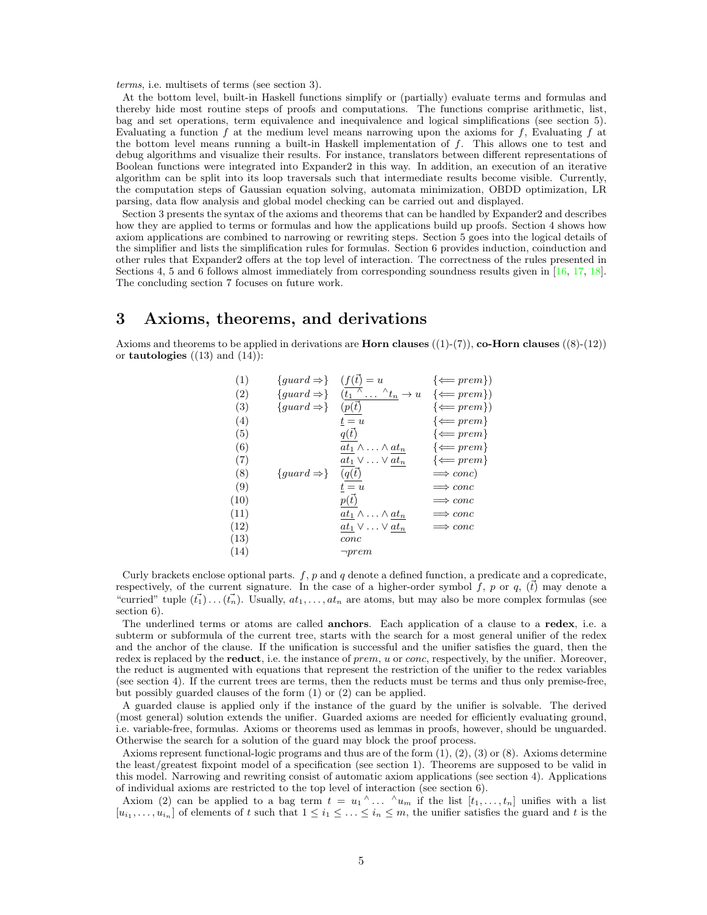*terms*, i.e. multisets of terms (see section 3).

At the bottom level, built-in Haskell functions simplify or (partially) evaluate terms and formulas and thereby hide most routine steps of proofs and computations. The functions comprise arithmetic, list, bag and set operations, term equivalence and inequivalence and logical simplifications (see section 5). Evaluating a function $f$ at the medium level means narrowing upon the axioms for $f$, Evaluating $f$ at the bottom level means running a built-in Haskell implementation of $f$. This allows one to test and debug algorithms and visualize their results. For instance, translators between different representations of Boolean functions were integrated into Expander2 in this way. In addition, an execution of an iterative algorithm can be split into its loop traversals such that intermediate results become visible. Currently, the computation steps of Gaussian equation solving, automata minimization, OBDD optimization, LR parsing, data flow analysis and global model checking can be carried out and displayed.

Section 3 presents the syntax of the axioms and theorems that can be handled by Expander2 and describes how they are applied to terms or formulas and how the applications build up proofs. Section 4 shows how axiom applications are combined to narrowing or rewriting steps. Section 5 goes into the logical details of the simplifier and lists the simplification rules for formulas. Section 6 provides induction, coinduction and other rules that Expander2 offers at the top level of interaction. The correctness of the rules presented in Sections 4, 5 and 6 follows almost immediately from corresponding soundness results given in [16, 17, 18]. The concluding section 7 focuses on future work.

# 3 Axioms, theorems, and derivations

Axioms and theorems to be applied in derivations are **Horn clauses** ((1)-(7)), **co-Horn clauses** ((8)-(12)) or **tautologies** ((13) and (14)):

$$
\begin{array}{llll}
(1) & \{guard \Rightarrow\} & (\underline{f(\vec{t})} = u & \{\Longleftarrow prem\}) \\
(2) & \{guard \Rightarrow\} & (\underline{t_1 \,{}^\wedge \ldots {}^\wedge t_n} \rightarrow u & \{\Longleftarrow prem\}) \\
(3) & \{guard \Rightarrow\} & (\underline{p(\vec{t})} & \{\Longleftarrow prem\}) \\
(4) & & \underline{t} = u & \{\Longleftarrow prem\} \\
(5) & & \underline{q(\vec{t})} & \{\Longleftarrow prem\} \\
(6) & & \underline{at_1} \wedge \ldots \wedge \underline{at_n} & \{\Longleftarrow prem\} \\
(7) & & \underline{at_1} \vee \ldots \vee \underline{at_n} & \{\Longleftarrow prem\} \\
(8) & \{guard \Rightarrow\} & (\underline{q(\vec{t})} & \Longrightarrow conc) \\
(9) & & \underline{t} = u & \Longrightarrow conc \\
(10) & & \underline{p(\vec{t})} & \Longrightarrow conc \\
(11) & & \underline{at_1} \wedge \ldots \wedge \underline{at_n} & \Longrightarrow conc \\
(12) & & \underline{at_1} \vee \ldots \vee \underline{at_n} & \Longrightarrow conc \\
(13) & & conc & \\
(14) & & \neg prem &
\end{array}
$$

Curly brackets enclose optional parts. $f$, $p$ and $q$ denote a defined function, a predicate and a copredicate, respectively, of the current signature. In the case of a higher-order symbol $f$, $p$ or $q$, $(\vec{t})$ may denote a "curried" tuple $(\vec{t_1})\ldots(\vec{t_n})$. Usually, $at_1, \ldots, at_n$ are atoms, but may also be more complex formulas (see section 6).

The underlined terms or atoms are called **anchors**. Each application of a clause to a **redex**, i.e. a subterm or subformula of the current tree, starts with the search for a most general unifier of the redex and the anchor of the clause. If the unification is successful and the unifier satisfies the guard, then the redex is replaced by the **reduct**, i.e. the instance of *prem*, $u$ or *conc*, respectively, by the unifier. Moreover, the reduct is augmented with equations that represent the restriction of the unifier to the redex variables (see section 4). If the current trees are terms, then the reducts must be terms and thus only premise-free, but possibly guarded clauses of the form (1) or (2) can be applied.

A guarded clause is applied only if the instance of the guard by the unifier is solvable. The derived (most general) solution extends the unifier. Guarded axioms are needed for efficiently evaluating ground, i.e. variable-free, formulas. Axioms or theorems used as lemmas in proofs, however, should be unguarded. Otherwise the search for a solution of the guard may block the proof process.

Axioms represent functional-logic programs and thus are of the form (1), (2), (3) or (8). Axioms determine the least/greatest fixpoint model of a specification (see section 1). Theorems are supposed to be valid in this model. Narrowing and rewriting consist of automatic axiom applications (see section 4). Applications of individual axioms are restricted to the top level of interaction (see section 6).

Axiom (2) can be applied to a bag term $t = u_1 {}^\wedge \ldots {}^\wedge u_m$ if the list $[t_1, \ldots, t_n]$ unifies with a list $[u_{i_1}, \ldots, u_{i_n}]$ of elements of $t$ such that $1 \leq i_1 \leq \ldots \leq i_n \leq m$, the unifier satisfies the guard and $t$ is the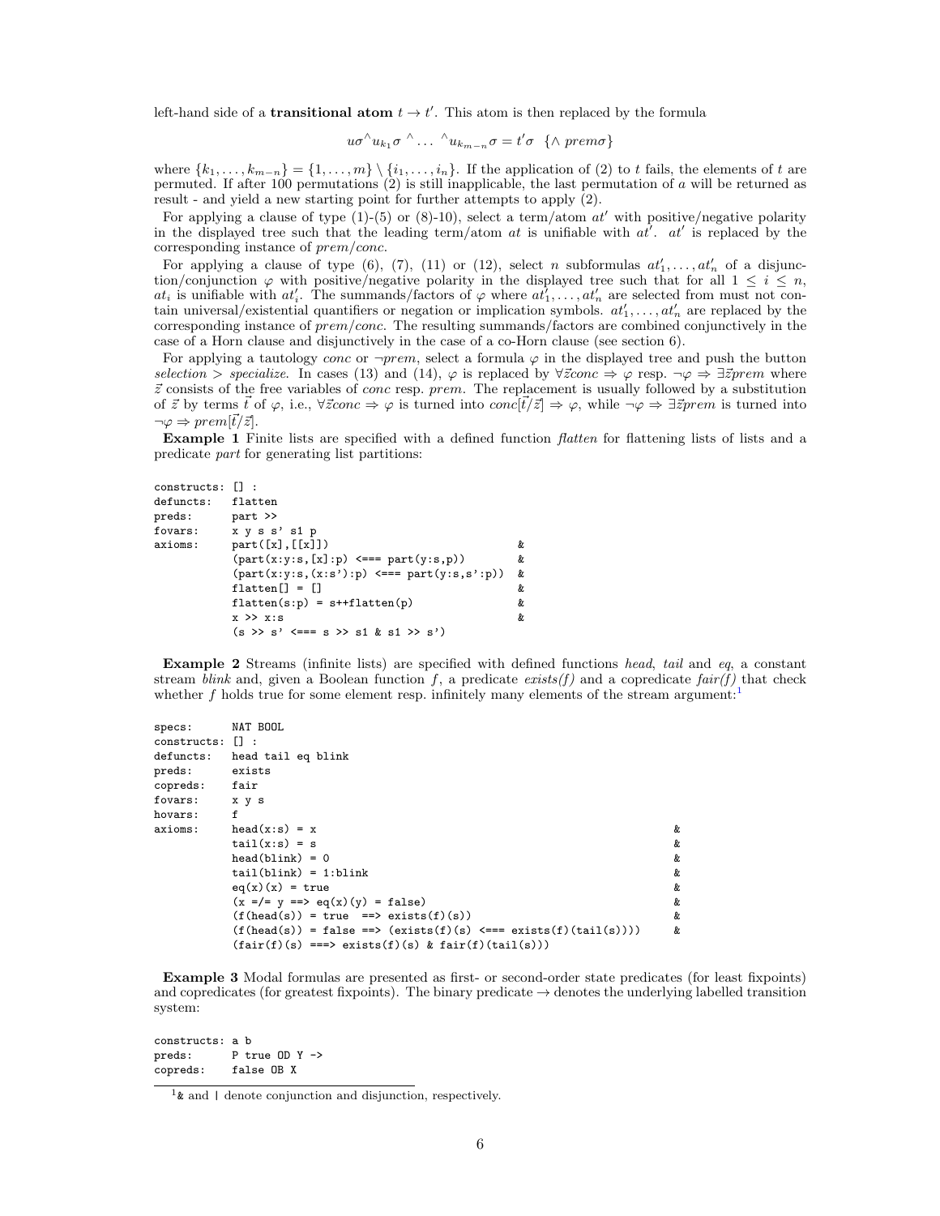left-hand side of a **transitional atom** $t \to t'$. This atom is then replaced by the formula

$$u\sigma{}^\wedge u_{k_1}\sigma{}^\wedge \dots {}^\wedge u_{k_{m-n}}\sigma = t'\sigma \;\; \{\wedge\, prem\sigma\}$$

where $\{k_1, \dots, k_{m-n}\} = \{1, \dots, m\} \setminus \{i_1, \dots, i_n\}$. If the application of (2) to $t$ fails, the elements of $t$ are permuted. If after 100 permutations (2) is still inapplicable, the last permutation of $a$ will be returned as result - and yield a new starting point for further attempts to apply (2).

For applying a clause of type (1)-(5) or (8)-10), select a term/atom $at'$ with positive/negative polarity in the displayed tree such that the leading term/atom $at$ is unifiable with $at'$. $at'$ is replaced by the corresponding instance of *prem*/*conc*.

For applying a clause of type (6), (7), (11) or (12), select $n$ subformulas $at'_1, \dots, at'_n$ of a disjunction/conjunction $\varphi$ with positive/negative polarity in the displayed tree such that for all $1 \le i \le n$, $at_i$ is unifiable with $at'_i$. The summands/factors of $\varphi$ where $at'_1, \dots, at'_n$ are selected from must not contain universal/existential quantifiers or negation or implication symbols. $at'_1, \dots, at'_n$ are replaced by the corresponding instance of *prem*/*conc*. The resulting summands/factors are combined conjunctively in the case of a Horn clause and disjunctively in the case of a co-Horn clause (see section 6).

For applying a tautology *conc* or $\neg prem$, select a formula $\varphi$ in the displayed tree and push the button *selection > specialize*. In cases (13) and (14), $\varphi$ is replaced by $\forall \vec{z} conc \Rightarrow \varphi$ resp. $\neg\varphi \Rightarrow \exists \vec{z} prem$ where $\vec{z}$ consists of the free variables of *conc* resp. *prem*. The replacement is usually followed by a substitution of $\vec{z}$ by terms $\vec{t}$ of $\varphi$, i.e., $\forall \vec{z} conc \Rightarrow \varphi$ is turned into $conc[\vec{t}/\vec{z}] \Rightarrow \varphi$, while $\neg\varphi \Rightarrow \exists \vec{z} prem$ is turned into $\neg\varphi \Rightarrow prem[\vec{t}/\vec{z}]$.

**Example 1** Finite lists are specified with a defined function *flatten* for flattening lists of lists and a predicate *part* for generating list partitions:

```
constructs: [] :
defuncts:   flatten
preds:      part >>
fovars:     x y s s' s1 p
axioms:     part([x],[[x]])                          &
            (part(x:y:s,[x]:p) <=== part(y:s,p))      &
            (part(x:y:s,(x:s'):p) <=== part(y:s,s':p))  &
            flatten[] = []                           &
            flatten(s:p) = s++flatten(p)             &
            x >> x:s                                 &
            (s >> s' <=== s >> s1 & s1 >> s')
```

**Example 2** Streams (infinite lists) are specified with defined functions *head*, *tail* and *eq*, a constant stream *blink* and, given a Boolean function $f$, a predicate *exists(f)* and a copredicate *fair(f)* that check whether $f$ holds true for some element resp. infinitely many elements of the stream argument:[1]

```
specs:      NAT BOOL
constructs: [] :
defuncts:   head tail eq blink
preds:      exists
copreds:    fair
fovars:     x y s
hovars:     f
axioms:     head(x:s) = x                                                  &
            tail(x:s) = s                                                  &
            head(blink) = 0                                                &
            tail(blink) = 1:blink                                          &
            eq(x)(x) = true                                                &
            (x =/= y ==> eq(x)(y) = false)                                 &
            (f(head(s)) = true  ==> exists(f)(s))                          &
            (f(head(s)) = false ==> (exists(f)(s) <=== exists(f)(tail(s))))   &
            (fair(f)(s) ===> exists(f)(s) & fair(f)(tail(s)))
```

**Example 3** Modal formulas are presented as first- or second-order state predicates (for least fixpoints) and copredicates (for greatest fixpoints). The binary predicate $\to$ denotes the underlying labelled transition system:

```
constructs: a b
preds:      P true OD Y ->
copreds:    false OB X
```

[1] & and | denote conjunction and disjunction, respectively.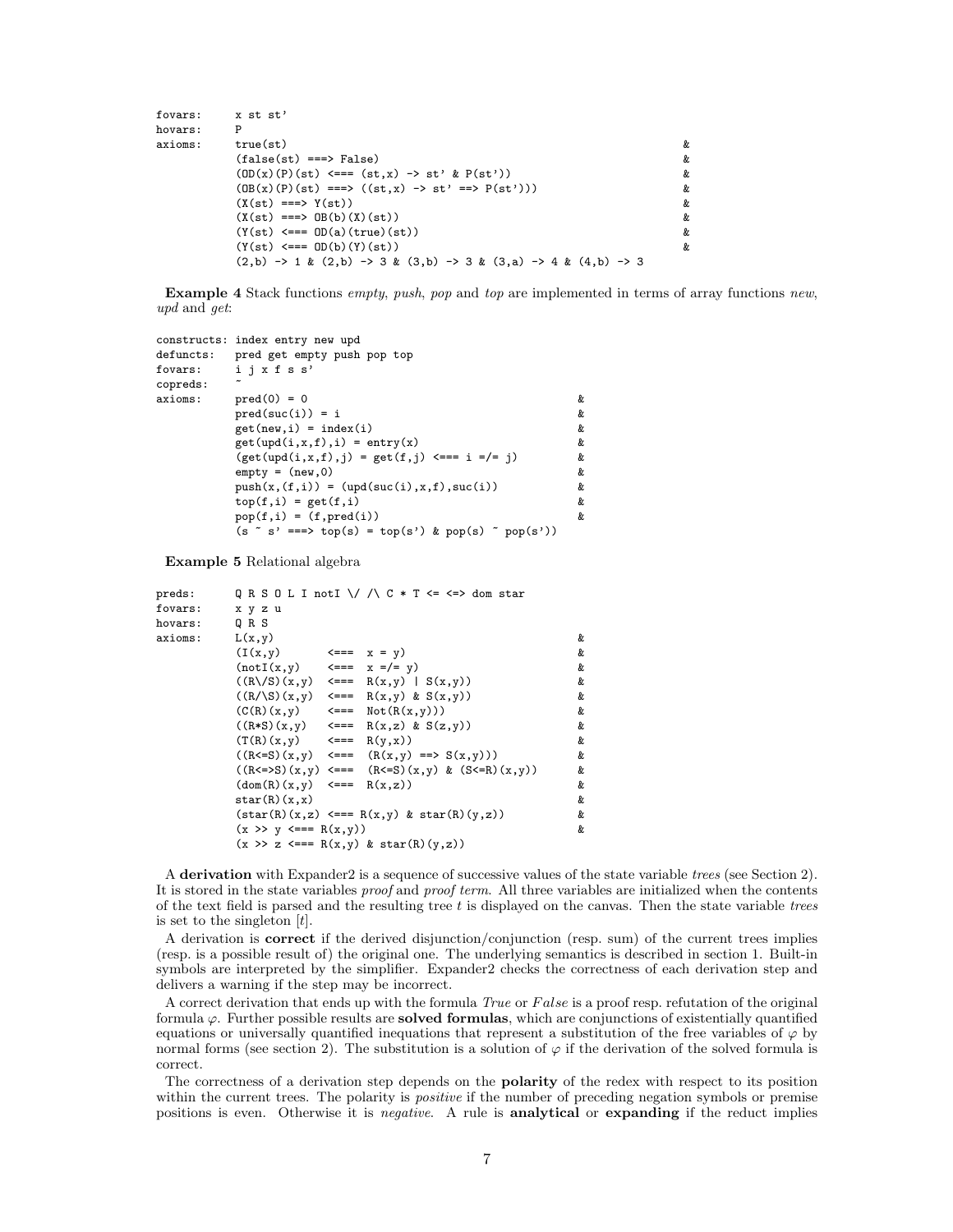```
fovars:     x st st'
hovars:     P
axioms:     true(st)                                                     &
            (false(st) ===> False)                                       &
            (OD(x)(P)(st) <=== (st,x) -> st' & P(st'))                   &
            (OB(x)(P)(st) ===> ((st,x) -> st' ==> P(st')))               &
            (X(st) ===> Y(st))                                           &
            (X(st) ===> OB(b)(X)(st))                                    &
            (Y(st) <=== OD(a)(true)(st))                                 &
            (Y(st) <=== OD(b)(Y)(st))                                    &
            (2,b) -> 1 & (2,b) -> 3 & (3,b) -> 3 & (3,a) -> 4 & (4,b) -> 3
```

**Example 4** Stack functions *empty*, *push*, *pop* and *top* are implemented in terms of array functions *new*, *upd* and *get*:

```
constructs: index entry new upd
defuncts:   pred get empty push pop top
fovars:     i j x f s s'
copreds:    ~
axioms:     pred(0) = 0                                     &
            pred(suc(i)) = i                                &
            get(new,i) = index(i)                           &
            get(upd(i,x,f),i) = entry(x)                    &
            (get(upd(i,x,f),j) = get(f,j) <=== i =/= j)     &
            empty = (new,0)                                 &
            push(x,(f,i)) = (upd(suc(i),x,f),suc(i))        &
            top(f,i) = get(f,i)                             &
            pop(f,i) = (f,pred(i))                          &
            (s ~ s' ===> top(s) = top(s') & pop(s) ~ pop(s'))
```

**Example 5** Relational algebra

```
preds:      Q R S O L I notI \/ /\ C * T <= <=> dom star
fovars:     x y z u
hovars:     Q R S
axioms:     L(x,y)                                          &
            (I(x,y)      <===  x = y)                       &
            (notI(x,y)   <===  x =/= y)                     &
            ((R\/S)(x,y) <===  R(x,y) | S(x,y))             &
            ((R/\S)(x,y) <===  R(x,y) & S(x,y))             &
            (C(R)(x,y)   <===  Not(R(x,y)))                 &
            ((R*S)(x,y)  <===  R(x,z) & S(z,y))             &
            (T(R)(x,y)   <===  R(y,x))                      &
            ((R<=S)(x,y) <===  (R(x,y) ==> S(x,y)))         &
            ((R<=>S)(x,y) <=== (R<=S)(x,y) & (S<=R)(x,y))   &
            (dom(R)(x,y) <===  R(x,z))                      &
            star(R)(x,x)                                    &
            (star(R)(x,z) <=== R(x,y) & star(R)(y,z))       &
            (x >> y <=== R(x,y))                            &
            (x >> z <=== R(x,y) & star(R)(y,z))
```

A **derivation** with Expander2 is a sequence of successive values of the state variable *trees* (see Section 2). It is stored in the state variables *proof* and *proof term*. All three variables are initialized when the contents of the text field is parsed and the resulting tree $t$ is displayed on the canvas. Then the state variable *trees* is set to the singleton $[t]$.

A derivation is **correct** if the derived disjunction/conjunction (resp. sum) of the current trees implies (resp. is a possible result of) the original one. The underlying semantics is described in section 1. Built-in symbols are interpreted by the simplifier. Expander2 checks the correctness of each derivation step and delivers a warning if the step may be incorrect.

A correct derivation that ends up with the formula *True* or *False* is a proof resp. refutation of the original formula $\varphi$. Further possible results are **solved formulas**, which are conjunctions of existentially quantified equations or universally quantified inequations that represent a substitution of the free variables of $\varphi$ by normal forms (see section 2). The substitution is a solution of $\varphi$ if the derivation of the solved formula is correct.

The correctness of a derivation step depends on the **polarity** of the redex with respect to its position within the current trees. The polarity is *positive* if the number of preceding negation symbols or premise positions is even. Otherwise it is *negative*. A rule is **analytical** or **expanding** if the reduct implies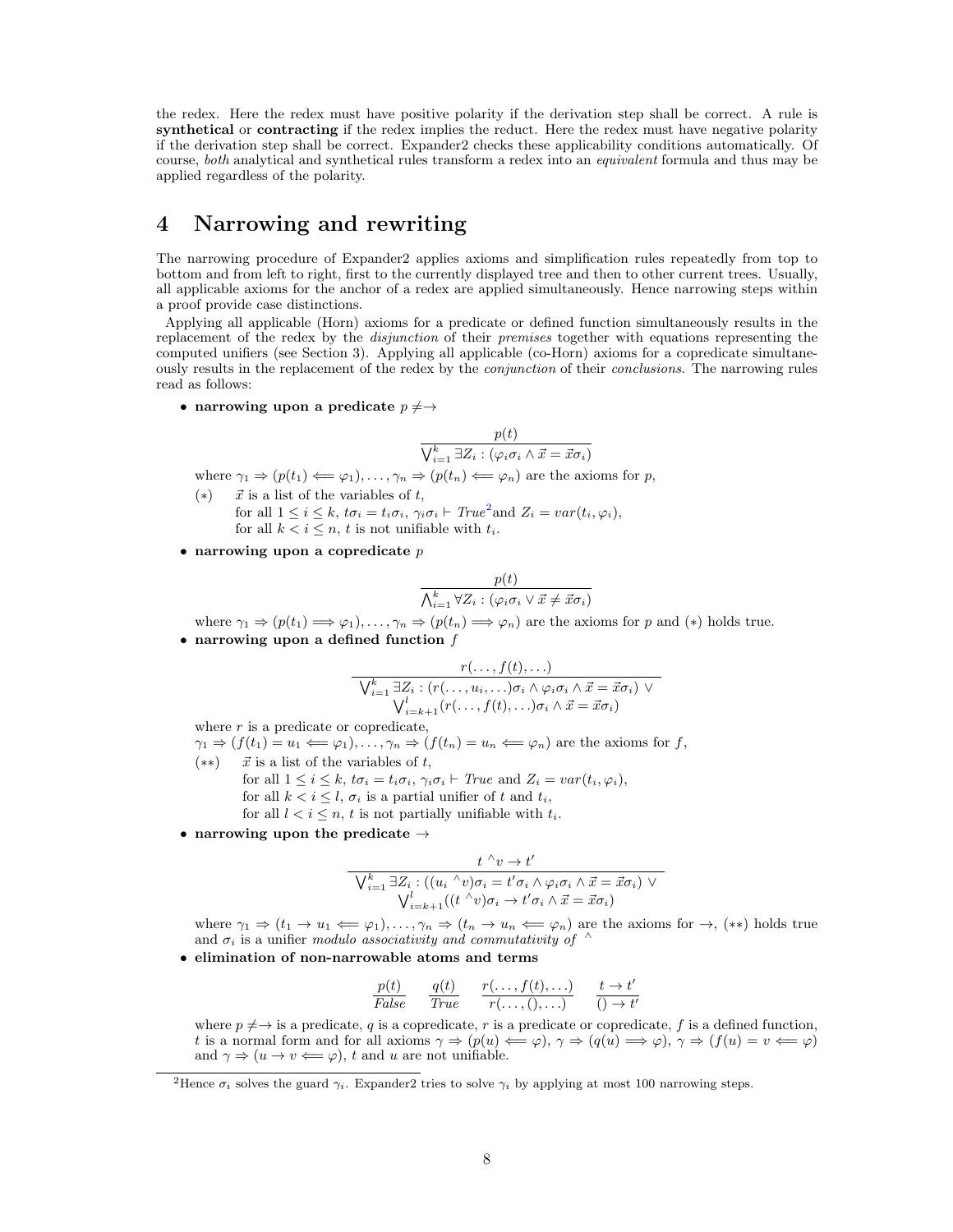the redex. Here the redex must have positive polarity if the derivation step shall be correct. A rule is **synthetical** or **contracting** if the redex implies the reduct. Here the redex must have negative polarity if the derivation step shall be correct. Expander2 checks these applicability conditions automatically. Of course, *both* analytical and synthetical rules transform a redex into an *equivalent* formula and thus may be applied regardless of the polarity.

# 4 Narrowing and rewriting

The narrowing procedure of Expander2 applies axioms and simplification rules repeatedly from top to bottom and from left to right, first to the currently displayed tree and then to other current trees. Usually, all applicable axioms for the anchor of a redex are applied simultaneously. Hence narrowing steps within a proof provide case distinctions.

Applying all applicable (Horn) axioms for a predicate or defined function simultaneously results in the replacement of the redex by the *disjunction* of their *premises* together with equations representing the computed unifiers (see Section 3). Applying all applicable (co-Horn) axioms for a copredicate simultaneously results in the replacement of the redex by the *conjunction* of their *conclusions*. The narrowing rules read as follows:

- **narrowing upon a predicate** $p \neq\to$

$$\frac{p(t)}{\bigvee_{i=1}^{k} \exists Z_i : (\varphi_i\sigma_i \wedge \vec{x} = \vec{x}\sigma_i)}$$

where $\gamma_1 \Rightarrow (p(t_1) \Longleftarrow \varphi_1), \dots, \gamma_n \Rightarrow (p(t_n) \Longleftarrow \varphi_n)$ are the axioms for $p$,

$(*)$ $\quad \vec{x}$ is a list of the variables of $t$,
for all $1 \leq i \leq k$, $t\sigma_i = t_i\sigma_i$, $\gamma_i\sigma_i \vdash \mathit{True}$[2] and $Z_i = var(t_i, \varphi_i)$,
for all $k < i \leq n$, $t$ is not unifiable with $t_i$.

- **narrowing upon a copredicate** $p$

$$\frac{p(t)}{\bigwedge_{i=1}^{k} \forall Z_i : (\varphi_i\sigma_i \vee \vec{x} \neq \vec{x}\sigma_i)}$$

where $\gamma_1 \Rightarrow (p(t_1) \Longrightarrow \varphi_1), \dots, \gamma_n \Rightarrow (p(t_n) \Longrightarrow \varphi_n)$ are the axioms for $p$ and $(*)$ holds true.

- **narrowing upon a defined function** $f$

$$\frac{r(\dots, f(t), \dots)}{\begin{array}{c}\bigvee_{i=1}^{k} \exists Z_i : (r(\dots, u_i, \dots)\sigma_i \wedge \varphi_i\sigma_i \wedge \vec{x} = \vec{x}\sigma_i) \vee \\ \bigvee_{i=k+1}^{l} (r(\dots, f(t), \dots)\sigma_i \wedge \vec{x} = \vec{x}\sigma_i)\end{array}}$$

where $r$ is a predicate or copredicate,
$\gamma_1 \Rightarrow (f(t_1) = u_1 \Longleftarrow \varphi_1), \dots, \gamma_n \Rightarrow (f(t_n) = u_n \Longleftarrow \varphi_n)$ are the axioms for $f$,

$(**)$ $\quad \vec{x}$ is a list of the variables of $t$,
for all $1 \leq i \leq k$, $t\sigma_i = t_i\sigma_i$, $\gamma_i\sigma_i \vdash \mathit{True}$ and $Z_i = var(t_i, \varphi_i)$,
for all $k < i \leq l$, $\sigma_i$ is a partial unifier of $t$ and $t_i$,
for all $l < i \leq n$, $t$ is not partially unifiable with $t_i$.

- **narrowing upon the predicate** $\to$

$$\frac{t\ {}^\wedge v \to t'}{\begin{array}{c}\bigvee_{i=1}^{k} \exists Z_i : ((u_i\ {}^\wedge v)\sigma_i = t'\sigma_i \wedge \varphi_i\sigma_i \wedge \vec{x} = \vec{x}\sigma_i) \vee \\ \bigvee_{i=k+1}^{l} ((t\ {}^\wedge v)\sigma_i \to t'\sigma_i \wedge \vec{x} = \vec{x}\sigma_i)\end{array}}$$

where $\gamma_1 \Rightarrow (t_1 \to u_1 \Longleftarrow \varphi_1), \dots, \gamma_n \Rightarrow (t_n \to u_n \Longleftarrow \varphi_n)$ are the axioms for $\to$, $(**)$ holds true and $\sigma_i$ is a unifier *modulo associativity and commutativity of* ${}^\wedge$

- **elimination of non-narrowable atoms and terms**

$$\frac{p(t)}{\mathit{False}} \qquad \frac{q(t)}{\mathit{True}} \qquad \frac{r(\dots, f(t), \dots)}{r(\dots, (), \dots)} \qquad \frac{t \to t'}{() \to t'}$$

where $p \neq\to$ is a predicate, $q$ is a copredicate, $r$ is a predicate or copredicate, $f$ is a defined function, $t$ is a normal form and for all axioms $\gamma \Rightarrow (p(u) \Longleftarrow \varphi)$, $\gamma \Rightarrow (q(u) \Longrightarrow \varphi)$, $\gamma \Rightarrow (f(u) = v \Longleftarrow \varphi)$ and $\gamma \Rightarrow (u \to v \Longleftarrow \varphi)$, $t$ and $u$ are not unifiable.

[2] Hence $\sigma_i$ solves the guard $\gamma_i$. Expander2 tries to solve $\gamma_i$ by applying at most 100 narrowing steps.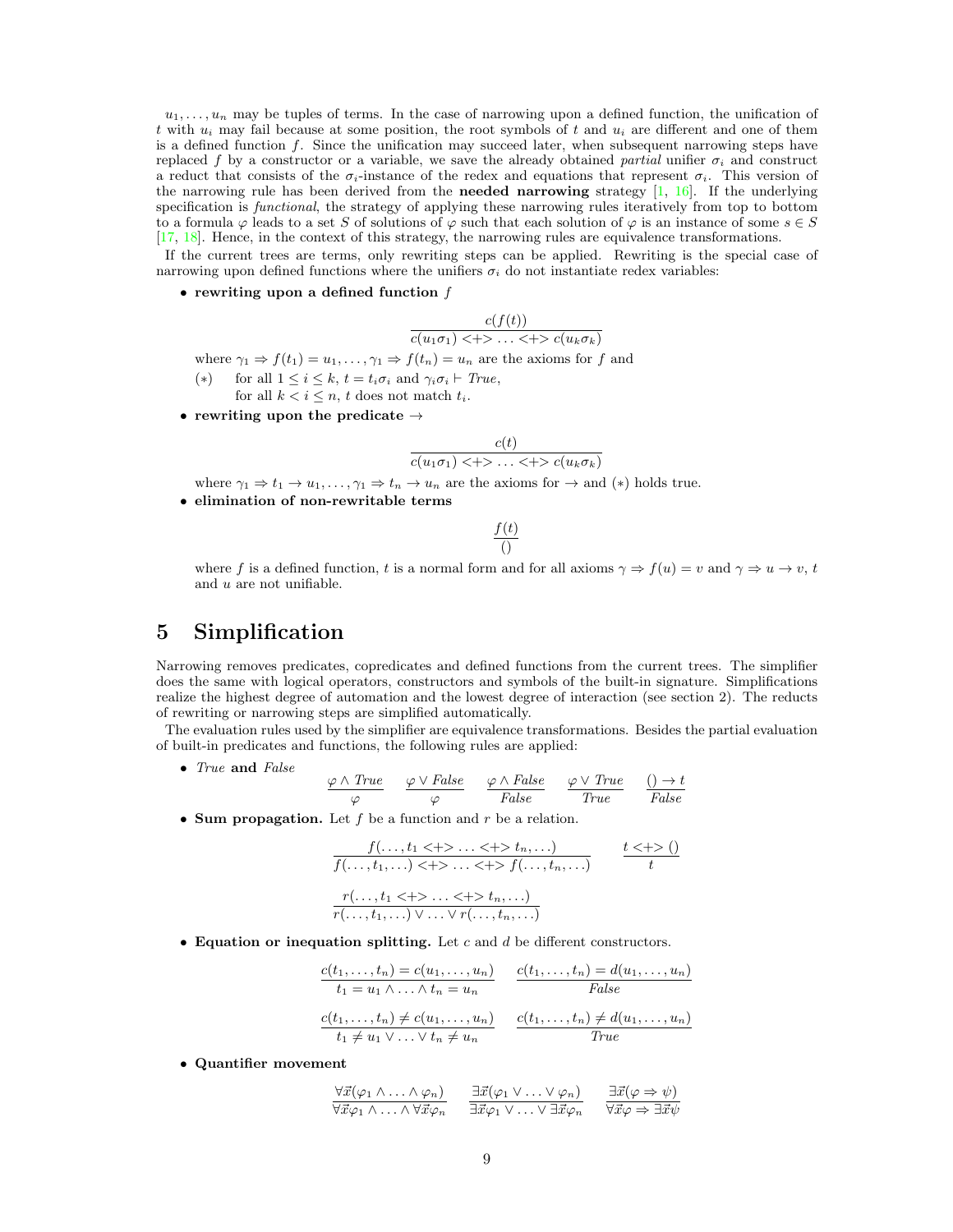$u_1, \ldots, u_n$ may be tuples of terms. In the case of narrowing upon a defined function, the unification of $t$ with $u_i$ may fail because at some position, the root symbols of $t$ and $u_i$ are different and one of them is a defined function $f$. Since the unification may succeed later, when subsequent narrowing steps have replaced $f$ by a constructor or a variable, we save the already obtained *partial* unifier $\sigma_i$ and construct a reduct that consists of the $\sigma_i$-instance of the redex and equations that represent $\sigma_i$. This version of the narrowing rule has been derived from the **needed narrowing** strategy [1, 16]. If the underlying specification is *functional*, the strategy of applying these narrowing rules iteratively from top to bottom to a formula $\varphi$ leads to a set $S$ of solutions of $\varphi$ such that each solution of $\varphi$ is an instance of some $s \in S$ [17, 18]. Hence, in the context of this strategy, the narrowing rules are equivalence transformations.

If the current trees are terms, only rewriting steps can be applied. Rewriting is the special case of narrowing upon defined functions where the unifiers $\sigma_i$ do not instantiate redex variables:

- **rewriting upon a defined function $f$**

$$\frac{c(f(t))}{c(u_1\sigma_1) <+> \ldots <+> c(u_k\sigma_k)}$$

where $\gamma_1 \Rightarrow f(t_1) = u_1, \ldots, \gamma_1 \Rightarrow f(t_n) = u_n$ are the axioms for $f$ and

($*$) for all $1 \leq i \leq k$, $t = t_i\sigma_i$ and $\gamma_i\sigma_i \vdash True$,
for all $k < i \leq n$, $t$ does not match $t_i$.

- **rewriting upon the predicate $\rightarrow$**

$$\frac{c(t)}{c(u_1\sigma_1) <+> \ldots <+> c(u_k\sigma_k)}$$

where $\gamma_1 \Rightarrow t_1 \rightarrow u_1, \ldots, \gamma_1 \Rightarrow t_n \rightarrow u_n$ are the axioms for $\rightarrow$ and ($*$) holds true.

- **elimination of non-rewritable terms**

$$\frac{f(t)}{()}$$

where $f$ is a defined function, $t$ is a normal form and for all axioms $\gamma \Rightarrow f(u) = v$ and $\gamma \Rightarrow u \rightarrow v$, $t$ and $u$ are not unifiable.

# 5 Simplification

Narrowing removes predicates, copredicates and defined functions from the current trees. The simplifier does the same with logical operators, constructors and symbols of the built-in signature. Simplifications realize the highest degree of automation and the lowest degree of interaction (see section 2). The reducts of rewriting or narrowing steps are simplified automatically.

The evaluation rules used by the simplifier are equivalence transformations. Besides the partial evaluation of built-in predicates and functions, the following rules are applied:

- ***True* and *False***

$$\frac{\varphi \wedge True}{\varphi} \qquad \frac{\varphi \vee False}{\varphi} \qquad \frac{\varphi \wedge False}{False} \qquad \frac{\varphi \vee True}{True} \qquad \frac{() \rightarrow t}{False}$$

- **Sum propagation.** Let $f$ be a function and $r$ be a relation.

$$\frac{f(\ldots, t_1 <+> \ldots <+> t_n, \ldots)}{f(\ldots, t_1, \ldots) <+> \ldots <+> f(\ldots, t_n, \ldots)} \qquad \frac{t <+> ()}{t}$$

$$\frac{r(\ldots, t_1 <+> \ldots <+> t_n, \ldots)}{r(\ldots, t_1, \ldots) \vee \ldots \vee r(\ldots, t_n, \ldots)}$$

- **Equation or inequation splitting.** Let $c$ and $d$ be different constructors.

$$\frac{c(t_1, \ldots, t_n) = c(u_1, \ldots, u_n)}{t_1 = u_1 \wedge \ldots \wedge t_n = u_n} \qquad \frac{c(t_1, \ldots, t_n) = d(u_1, \ldots, u_n)}{False}$$

$$\frac{c(t_1, \ldots, t_n) \neq c(u_1, \ldots, u_n)}{t_1 \neq u_1 \vee \ldots \vee t_n \neq u_n} \qquad \frac{c(t_1, \ldots, t_n) \neq d(u_1, \ldots, u_n)}{True}$$

- **Quantifier movement**

$$\frac{\forall \vec{x}(\varphi_1 \wedge \ldots \wedge \varphi_n)}{\forall \vec{x}\varphi_1 \wedge \ldots \wedge \forall \vec{x}\varphi_n} \qquad \frac{\exists \vec{x}(\varphi_1 \vee \ldots \vee \varphi_n)}{\exists \vec{x}\varphi_1 \vee \ldots \vee \exists \vec{x}\varphi_n} \qquad \frac{\exists \vec{x}(\varphi \Rightarrow \psi)}{\forall \vec{x}\varphi \Rightarrow \exists \vec{x}\psi}$$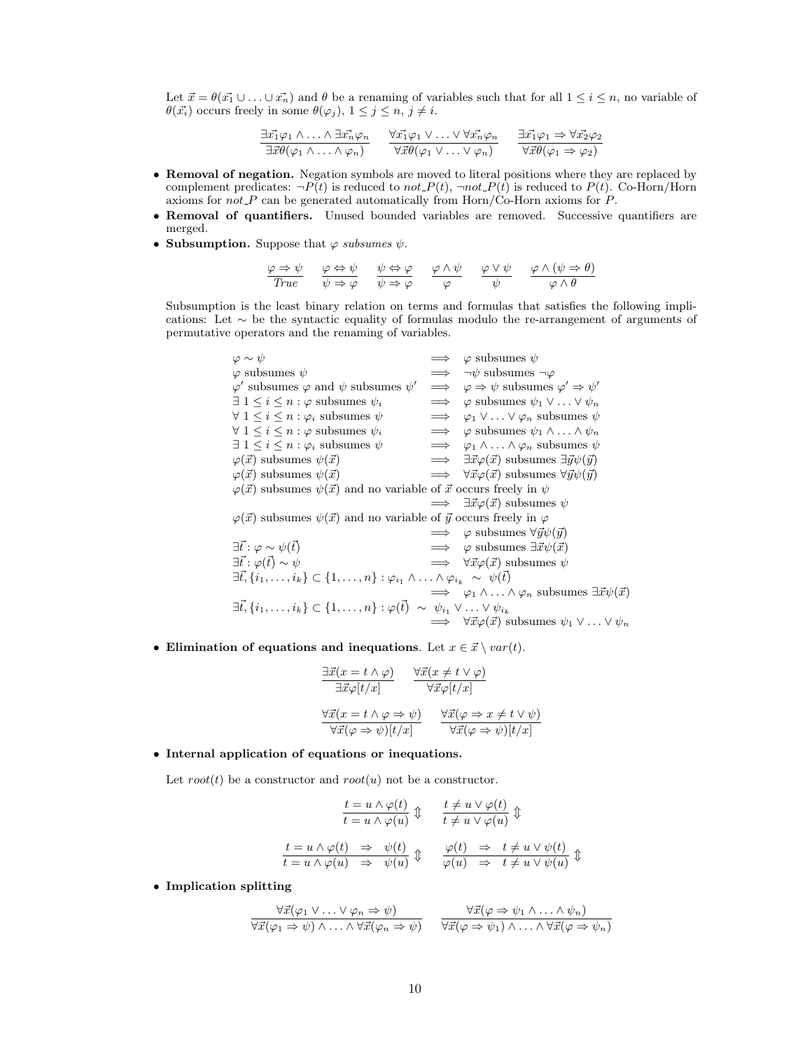Let $\vec{x} = \theta(\vec{x_1} \cup \ldots \cup \vec{x_n})$ and $\theta$ be a renaming of variables such that for all $1 \le i \le n$, no variable of $\theta(\vec{x_i})$ occurs freely in some $\theta(\varphi_j)$, $1 \le j \le n$, $j \ne i$.

$$\frac{\exists \vec{x_1}\varphi_1 \wedge \ldots \wedge \exists \vec{x_n}\varphi_n}{\exists \vec{x}\theta(\varphi_1 \wedge \ldots \wedge \varphi_n)} \qquad \frac{\forall \vec{x_1}\varphi_1 \vee \ldots \vee \forall \vec{x_n}\varphi_n}{\forall \vec{x}\theta(\varphi_1 \vee \ldots \vee \varphi_n)} \qquad \frac{\exists \vec{x_1}\varphi_1 \Rightarrow \forall \vec{x_2}\varphi_2}{\forall \vec{x}\theta(\varphi_1 \Rightarrow \varphi_2)}$$

- **Removal of negation.** Negation symbols are moved to literal positions where they are replaced by complement predicates: $\neg P(t)$ is reduced to $not\_P(t)$, $\neg not\_P(t)$ is reduced to $P(t)$. Co-Horn/Horn axioms for $not\_P$ can be generated automatically from Horn/Co-Horn axioms for $P$.
- **Removal of quantifiers.** Unused bounded variables are removed. Successive quantifiers are merged.
- **Subsumption.** Suppose that $\varphi$ *subsumes* $\psi$.

$$\frac{\varphi \Rightarrow \psi}{True} \qquad \frac{\varphi \Leftrightarrow \psi}{\psi \Rightarrow \varphi} \qquad \frac{\psi \Leftrightarrow \varphi}{\psi \Rightarrow \varphi} \qquad \frac{\varphi \wedge \psi}{\varphi} \qquad \frac{\varphi \vee \psi}{\psi} \qquad \frac{\varphi \wedge (\psi \Rightarrow \theta)}{\varphi \wedge \theta}$$

Subsumption is the least binary relation on terms and formulas that satisfies the following implications: Let $\sim$ be the syntactic equality of formulas modulo the re-arrangement of arguments of permutative operators and the renaming of variables.

$$\begin{array}{lcl}
\varphi \sim \psi & \Longrightarrow & \varphi \text{ subsumes } \psi \\
\varphi \text{ subsumes } \psi & \Longrightarrow & \neg\psi \text{ subsumes } \neg\varphi \\
\varphi' \text{ subsumes } \varphi \text{ and } \psi \text{ subsumes } \psi' & \Longrightarrow & \varphi \Rightarrow \psi \text{ subsumes } \varphi' \Rightarrow \psi' \\
\exists\, 1 \le i \le n : \varphi \text{ subsumes } \psi_i & \Longrightarrow & \varphi \text{ subsumes } \psi_1 \vee \ldots \vee \psi_n \\
\forall\, 1 \le i \le n : \varphi_i \text{ subsumes } \psi & \Longrightarrow & \varphi_1 \vee \ldots \vee \varphi_n \text{ subsumes } \psi \\
\forall\, 1 \le i \le n : \varphi \text{ subsumes } \psi_i & \Longrightarrow & \varphi \text{ subsumes } \psi_1 \wedge \ldots \wedge \psi_n \\
\exists\, 1 \le i \le n : \varphi_i \text{ subsumes } \psi & \Longrightarrow & \varphi_1 \wedge \ldots \wedge \varphi_n \text{ subsumes } \psi \\
\varphi(\vec{x}) \text{ subsumes } \psi(\vec{x}) & \Longrightarrow & \exists\vec{x}\varphi(\vec{x}) \text{ subsumes } \exists\vec{y}\psi(\vec{y}) \\
\varphi(\vec{x}) \text{ subsumes } \psi(\vec{x}) & \Longrightarrow & \forall\vec{x}\varphi(\vec{x}) \text{ subsumes } \forall\vec{y}\psi(\vec{y}) \\
\multicolumn{3}{l}{\varphi(\vec{x}) \text{ subsumes } \psi(\vec{x}) \text{ and no variable of } \vec{x} \text{ occurs freely in } \psi} \\
 & \Longrightarrow & \exists\vec{x}\varphi(\vec{x}) \text{ subsumes } \psi \\
\multicolumn{3}{l}{\varphi(\vec{x}) \text{ subsumes } \psi(\vec{x}) \text{ and no variable of } \vec{y} \text{ occurs freely in } \varphi} \\
 & \Longrightarrow & \varphi \text{ subsumes } \forall\vec{y}\psi(\vec{y}) \\
\exists\vec{t} : \varphi \sim \psi(\vec{t}) & \Longrightarrow & \varphi \text{ subsumes } \exists\vec{x}\psi(\vec{x}) \\
\exists\vec{t} : \varphi(\vec{t}) \sim \psi & \Longrightarrow & \forall\vec{x}\varphi(\vec{x}) \text{ subsumes } \psi \\
\multicolumn{3}{l}{\exists\vec{t}, \{i_1, \ldots, i_k\} \subset \{1, \ldots, n\} : \varphi_{i_1} \wedge \ldots \wedge \varphi_{i_k} \;\sim\; \psi(\vec{t})} \\
 & \Longrightarrow & \varphi_1 \wedge \ldots \wedge \varphi_n \text{ subsumes } \exists\vec{x}\psi(\vec{x}) \\
\multicolumn{3}{l}{\exists\vec{t}, \{i_1, \ldots, i_k\} \subset \{1, \ldots, n\} : \varphi(\vec{t}) \;\sim\; \psi_{i_1} \vee \ldots \vee \psi_{i_k}} \\
 & \Longrightarrow & \forall\vec{x}\varphi(\vec{x}) \text{ subsumes } \psi_1 \vee \ldots \vee \psi_n
\end{array}$$

- **Elimination of equations and inequations**. Let $x \in \vec{x} \setminus var(t)$.

$$\frac{\exists\vec{x}(x = t \wedge \varphi)}{\exists\vec{x}\varphi[t/x]} \qquad \frac{\forall\vec{x}(x \ne t \vee \varphi)}{\forall\vec{x}\varphi[t/x]}$$

$$\frac{\forall\vec{x}(x = t \wedge \varphi \Rightarrow \psi)}{\forall\vec{x}(\varphi \Rightarrow \psi)[t/x]} \qquad \frac{\forall\vec{x}(\varphi \Rightarrow x \ne t \vee \psi)}{\forall\vec{x}(\varphi \Rightarrow \psi)[t/x]}$$

- **Internal application of equations or inequations.**

Let $root(t)$ be a constructor and $root(u)$ not be a constructor.

$$\frac{t = u \wedge \varphi(t)}{t = u \wedge \varphi(u)} \Updownarrow \qquad \frac{t \ne u \vee \varphi(t)}{t \ne u \vee \varphi(u)} \Updownarrow$$

$$\frac{t = u \wedge \varphi(t) \;\Rightarrow\; \psi(t)}{t = u \wedge \varphi(u) \;\Rightarrow\; \psi(u)} \Updownarrow \qquad \frac{\varphi(t) \;\Rightarrow\; t \ne u \vee \psi(t)}{\varphi(u) \;\Rightarrow\; t \ne u \vee \psi(u)} \Updownarrow$$

- **Implication splitting**

$$\frac{\forall\vec{x}(\varphi_1 \vee \ldots \vee \varphi_n \Rightarrow \psi)}{\forall\vec{x}(\varphi_1 \Rightarrow \psi) \wedge \ldots \wedge \forall\vec{x}(\varphi_n \Rightarrow \psi)} \qquad \frac{\forall\vec{x}(\varphi \Rightarrow \psi_1 \wedge \ldots \wedge \psi_n)}{\forall\vec{x}(\varphi \Rightarrow \psi_1) \wedge \ldots \wedge \forall\vec{x}(\varphi \Rightarrow \psi_n)}$$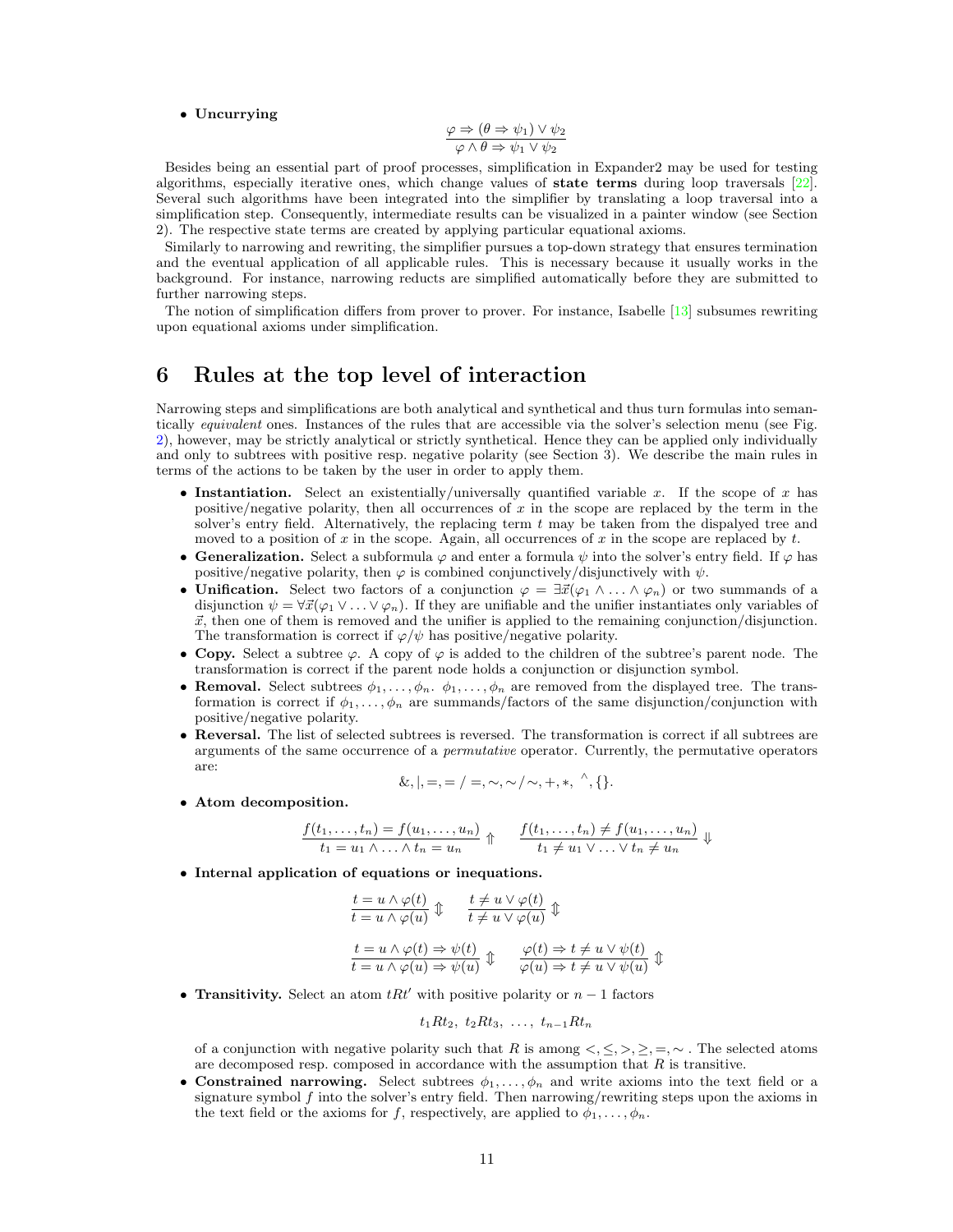- **Uncurrying**

$$\frac{\varphi \Rightarrow (\theta \Rightarrow \psi_1) \vee \psi_2}{\varphi \wedge \theta \Rightarrow \psi_1 \vee \psi_2}$$

Besides being an essential part of proof processes, simplification in Expander2 may be used for testing algorithms, especially iterative ones, which change values of **state terms** during loop traversals [22]. Several such algorithms have been integrated into the simplifier by translating a loop traversal into a simplification step. Consequently, intermediate results can be visualized in a painter window (see Section 2). The respective state terms are created by applying particular equational axioms.

Similarly to narrowing and rewriting, the simplifier pursues a top-down strategy that ensures termination and the eventual application of all applicable rules. This is necessary because it usually works in the background. For instance, narrowing reducts are simplified automatically before they are submitted to further narrowing steps.

The notion of simplification differs from prover to prover. For instance, Isabelle [13] subsumes rewriting upon equational axioms under simplification.

# 6 Rules at the top level of interaction

Narrowing steps and simplifications are both analytical and synthetical and thus turn formulas into semantically *equivalent* ones. Instances of the rules that are accessible via the solver's selection menu (see Fig. 2), however, may be strictly analytical or strictly synthetical. Hence they can be applied only individually and only to subtrees with positive resp. negative polarity (see Section 3). We describe the main rules in terms of the actions to be taken by the user in order to apply them.

- **Instantiation.** Select an existentially/universally quantified variable $x$. If the scope of $x$ has positive/negative polarity, then all occurrences of $x$ in the scope are replaced by the term in the solver's entry field. Alternatively, the replacing term $t$ may be taken from the dispalyed tree and moved to a position of $x$ in the scope. Again, all occurrences of $x$ in the scope are replaced by $t$.
- **Generalization.** Select a subformula $\varphi$ and enter a formula $\psi$ into the solver's entry field. If $\varphi$ has positive/negative polarity, then $\varphi$ is combined conjunctively/disjunctively with $\psi$.
- **Unification.** Select two factors of a conjunction $\varphi = \exists\vec{x}(\varphi_1 \wedge \ldots \wedge \varphi_n)$ or two summands of a disjunction $\psi = \forall\vec{x}(\varphi_1 \vee \ldots \vee \varphi_n)$. If they are unifiable and the unifier instantiates only variables of $\vec{x}$, then one of them is removed and the unifier is applied to the remaining conjunction/disjunction. The transformation is correct if $\varphi/\psi$ has positive/negative polarity.
- **Copy.** Select a subtree $\varphi$. A copy of $\varphi$ is added to the children of the subtree's parent node. The transformation is correct if the parent node holds a conjunction or disjunction symbol.
- **Removal.** Select subtrees $\phi_1, \ldots, \phi_n$. $\phi_1, \ldots, \phi_n$ are removed from the displayed tree. The transformation is correct if $\phi_1, \ldots, \phi_n$ are summands/factors of the same disjunction/conjunction with positive/negative polarity.
- **Reversal.** The list of selected subtrees is reversed. The transformation is correct if all subtrees are arguments of the same occurrence of a *permutative* operator. Currently, the permutative operators are:

$$\&, |, =, =/=, \sim, \sim/\sim, +, *, \,\hat{}\,, \{\}.$$

- **Atom decomposition.**

$$\frac{f(t_1,\ldots,t_n) = f(u_1,\ldots,u_n)}{t_1 = u_1 \wedge \ldots \wedge t_n = u_n} \Uparrow \qquad \frac{f(t_1,\ldots,t_n) \neq f(u_1,\ldots,u_n)}{t_1 \neq u_1 \vee \ldots \vee t_n \neq u_n} \Downarrow$$

- **Internal application of equations or inequations.**

$$\frac{t = u \wedge \varphi(t)}{t = u \wedge \varphi(u)} \Updownarrow \qquad \frac{t \neq u \vee \varphi(t)}{t \neq u \vee \varphi(u)} \Updownarrow$$

$$\frac{t = u \wedge \varphi(t) \Rightarrow \psi(t)}{t = u \wedge \varphi(u) \Rightarrow \psi(u)} \Updownarrow \qquad \frac{\varphi(t) \Rightarrow t \neq u \vee \psi(t)}{\varphi(u) \Rightarrow t \neq u \vee \psi(u)} \Updownarrow$$

- **Transitivity.** Select an atom $tRt'$ with positive polarity or $n-1$ factors

$$t_1Rt_2,\ t_2Rt_3,\ \ldots,\ t_{n-1}Rt_n$$

  of a conjunction with negative polarity such that $R$ is among $<, \leq, >, \geq, =, \sim$ . The selected atoms are decomposed resp. composed in accordance with the assumption that $R$ is transitive.
- **Constrained narrowing.** Select subtrees $\phi_1, \ldots, \phi_n$ and write axioms into the text field or a signature symbol $f$ into the solver's entry field. Then narrowing/rewriting steps upon the axioms in the text field or the axioms for $f$, respectively, are applied to $\phi_1, \ldots, \phi_n$.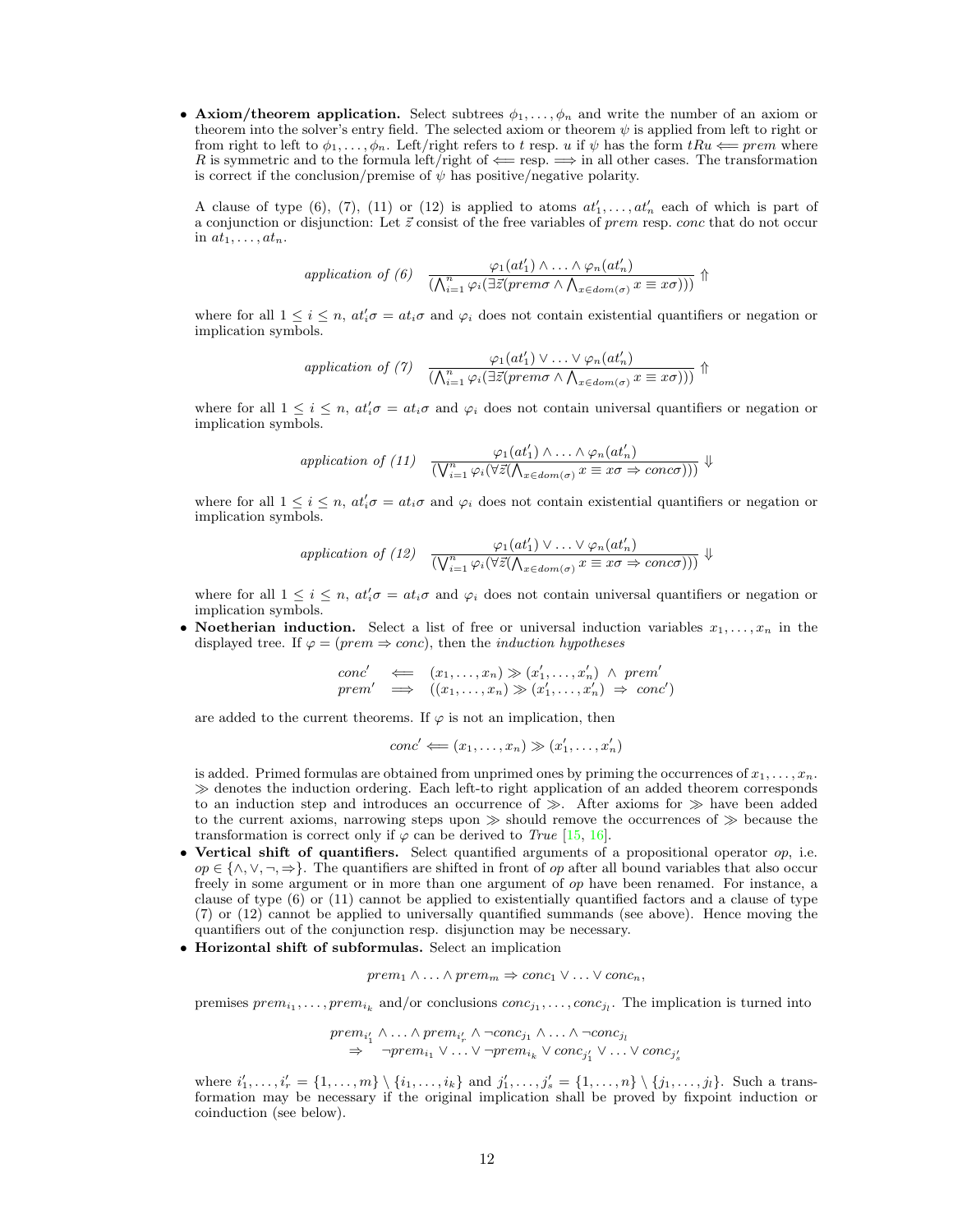- **Axiom/theorem application.** Select subtrees $\phi_1,\dots,\phi_n$ and write the number of an axiom or theorem into the solver's entry field. The selected axiom or theorem $\psi$ is applied from left to right or from right to left to $\phi_1,\dots,\phi_n$. Left/right refers to $t$ resp. $u$ if $\psi$ has the form $tRu \Longleftarrow prem$ where $R$ is symmetric and to the formula left/right of $\Longleftarrow$ resp. $\Longrightarrow$ in all other cases. The transformation is correct if the conclusion/premise of $\psi$ has positive/negative polarity.

  A clause of type (6), (7), (11) or (12) is applied to atoms $at'_1,\dots,at'_n$ each of which is part of a conjunction or disjunction: Let $\vec{z}$ consist of the free variables of *prem* resp. *conc* that do not occur in $at_1,\dots,at_n$.

$$\textit{application of (6)}\quad \frac{\varphi_1(at'_1)\wedge\ldots\wedge\varphi_n(at'_n)}{(\bigwedge_{i=1}^n\varphi_i(\exists\vec{z}(prem\sigma\wedge\bigwedge_{x\in dom(\sigma)}x\equiv x\sigma)))}\Uparrow$$

  where for all $1\le i\le n$, $at'_i\sigma=at_i\sigma$ and $\varphi_i$ does not contain existential quantifiers or negation or implication symbols.

$$\textit{application of (7)}\quad \frac{\varphi_1(at'_1)\vee\ldots\vee\varphi_n(at'_n)}{(\bigwedge_{i=1}^n\varphi_i(\exists\vec{z}(prem\sigma\wedge\bigwedge_{x\in dom(\sigma)}x\equiv x\sigma)))}\Uparrow$$

  where for all $1\le i\le n$, $at'_i\sigma=at_i\sigma$ and $\varphi_i$ does not contain universal quantifiers or negation or implication symbols.

$$\textit{application of (11)}\quad \frac{\varphi_1(at'_1)\wedge\ldots\wedge\varphi_n(at'_n)}{(\bigvee_{i=1}^n\varphi_i(\forall\vec{z}(\bigwedge_{x\in dom(\sigma)}x\equiv x\sigma\Rightarrow conc\sigma)))}\Downarrow$$

  where for all $1\le i\le n$, $at'_i\sigma=at_i\sigma$ and $\varphi_i$ does not contain existential quantifiers or negation or implication symbols.

$$\textit{application of (12)}\quad \frac{\varphi_1(at'_1)\vee\ldots\vee\varphi_n(at'_n)}{(\bigvee_{i=1}^n\varphi_i(\forall\vec{z}(\bigwedge_{x\in dom(\sigma)}x\equiv x\sigma\Rightarrow conc\sigma)))}\Downarrow$$

  where for all $1\le i\le n$, $at'_i\sigma=at_i\sigma$ and $\varphi_i$ does not contain universal quantifiers or negation or implication symbols.
- **Noetherian induction.** Select a list of free or universal induction variables $x_1,\dots,x_n$ in the displayed tree. If $\varphi=(prem\Rightarrow conc)$, then the *induction hypotheses*

$$\begin{array}{lll} conc' & \Longleftarrow & (x_1,\dots,x_n)\gg(x'_1,\dots,x'_n)\ \wedge\ prem' \\ prem' & \Longrightarrow & ((x_1,\dots,x_n)\gg(x'_1,\dots,x'_n)\ \Rightarrow\ conc') \end{array}$$

  are added to the current theorems. If $\varphi$ is not an implication, then

$$conc'\Longleftarrow(x_1,\dots,x_n)\gg(x'_1,\dots,x'_n)$$

  is added. Primed formulas are obtained from unprimed ones by priming the occurrences of $x_1,\dots,x_n$. $\gg$ denotes the induction ordering. Each left-to right application of an added theorem corresponds to an induction step and introduces an occurrence of $\gg$. After axioms for $\gg$ have been added to the current axioms, narrowing steps upon $\gg$ should remove the occurrences of $\gg$ because the transformation is correct only if $\varphi$ can be derived to *True* [15, 16].
- **Vertical shift of quantifiers.** Select quantified arguments of a propositional operator *op*, i.e. $op\in\{\wedge,\vee,\neg,\Rightarrow\}$. The quantifiers are shifted in front of *op* after all bound variables that also occur freely in some argument or in more than one argument of *op* have been renamed. For instance, a clause of type (6) or (11) cannot be applied to existentially quantified factors and a clause of type (7) or (12) cannot be applied to universally quantified summands (see above). Hence moving the quantifiers out of the conjunction resp. disjunction may be necessary.
- **Horizontal shift of subformulas.** Select an implication

$$prem_1\wedge\ldots\wedge prem_m\Rightarrow conc_1\vee\ldots\vee conc_n,$$

  premises $prem_{i_1},\dots,prem_{i_k}$ and/or conclusions $conc_{j_1},\dots,conc_{j_l}$. The implication is turned into

$$\begin{array}{l} prem_{i'_1}\wedge\ldots\wedge prem_{i'_r}\wedge\neg conc_{j_1}\wedge\ldots\wedge\neg conc_{j_l} \\ \quad\Rightarrow\quad \neg prem_{i_1}\vee\ldots\vee\neg prem_{i_k}\vee conc_{j'_1}\vee\ldots\vee conc_{j'_s} \end{array}$$

  where $i'_1,\dots,i'_r=\{1,\dots,m\}\setminus\{i_1,\dots,i_k\}$ and $j'_1,\dots,j'_s=\{1,\dots,n\}\setminus\{j_1,\dots,j_l\}$. Such a transformation may be necessary if the original implication shall be proved by fixpoint induction or coinduction (see below).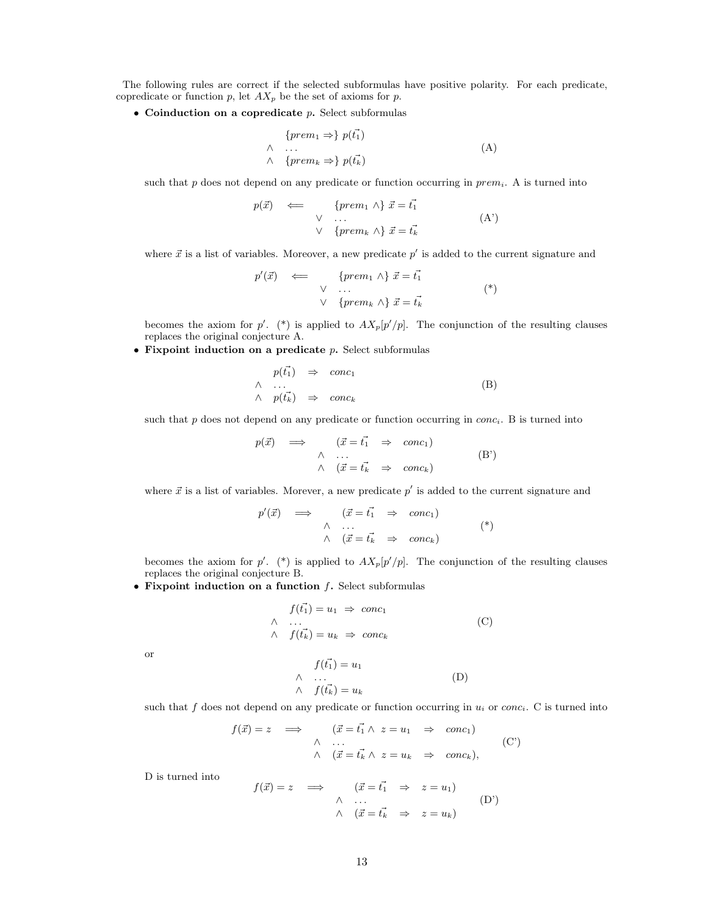The following rules are correct if the selected subformulas have positive polarity. For each predicate, copredicate or function $p$, let $AX_p$ be the set of axioms for $p$.

- **Coinduction on a copredicate $p$.** Select subformulas

$$\begin{array}{ll} & \{prem_1 \Rightarrow\}\ p(\vec{t_1}) \\ \wedge & \ldots \\ \wedge & \{prem_k \Rightarrow\}\ p(\vec{t_k}) \end{array} \tag{A}$$

  such that $p$ does not depend on any predicate or function occurring in $prem_i$. A is turned into

$$p(\vec{x}) \quad \Longleftarrow \quad \begin{array}{ll} & \{prem_1 \wedge\}\ \vec{x} = \vec{t_1} \\ \vee & \ldots \\ \vee & \{prem_k \wedge\}\ \vec{x} = \vec{t_k} \end{array} \tag{A'}$$

  where $\vec{x}$ is a list of variables. Moreover, a new predicate $p'$ is added to the current signature and

$$p'(\vec{x}) \quad \Longleftarrow \quad \begin{array}{ll} & \{prem_1 \wedge\}\ \vec{x} = \vec{t_1} \\ \vee & \ldots \\ \vee & \{prem_k \wedge\}\ \vec{x} = \vec{t_k} \end{array} \tag{*}$$

  becomes the axiom for $p'$. (*) is applied to $AX_p[p'/p]$. The conjunction of the resulting clauses replaces the original conjecture A.

- **Fixpoint induction on a predicate $p$.** Select subformulas

$$\begin{array}{llll} & p(\vec{t_1}) & \Rightarrow & conc_1 \\ \wedge & \ldots & & \\ \wedge & p(\vec{t_k}) & \Rightarrow & conc_k \end{array} \tag{B}$$

  such that $p$ does not depend on any predicate or function occurring in $conc_i$. B is turned into

$$p(\vec{x}) \quad \Longrightarrow \quad \begin{array}{ll} & (\vec{x} = \vec{t_1} \quad \Rightarrow \quad conc_1) \\ \wedge & \ldots \\ \wedge & (\vec{x} = \vec{t_k} \quad \Rightarrow \quad conc_k) \end{array} \tag{B'}$$

  where $\vec{x}$ is a list of variables. Morever, a new predicate $p'$ is added to the current signature and

$$p'(\vec{x}) \quad \Longrightarrow \quad \begin{array}{ll} & (\vec{x} = \vec{t_1} \quad \Rightarrow \quad conc_1) \\ \wedge & \ldots \\ \wedge & (\vec{x} = \vec{t_k} \quad \Rightarrow \quad conc_k) \end{array} \tag{*}$$

  becomes the axiom for $p'$. (*) is applied to $AX_p[p'/p]$. The conjunction of the resulting clauses replaces the original conjecture B.

- **Fixpoint induction on a function $f$.** Select subformulas

$$\begin{array}{ll} & f(\vec{t_1}) = u_1 \ \Rightarrow \ conc_1 \\ \wedge & \ldots \\ \wedge & f(\vec{t_k}) = u_k \ \Rightarrow \ conc_k \end{array} \tag{C}$$

  or

$$\begin{array}{ll} & f(\vec{t_1}) = u_1 \\ \wedge & \ldots \\ \wedge & f(\vec{t_k}) = u_k \end{array} \tag{D}$$

  such that $f$ does not depend on any predicate or function occurring in $u_i$ or $conc_i$. C is turned into

$$f(\vec{x}) = z \quad \Longrightarrow \quad \begin{array}{ll} & (\vec{x} = \vec{t_1} \wedge\ z = u_1 \quad \Rightarrow \quad conc_1) \\ \wedge & \ldots \\ \wedge & (\vec{x} = \vec{t_k} \wedge\ z = u_k \quad \Rightarrow \quad conc_k), \end{array} \tag{C'}$$

  D is turned into

$$f(\vec{x}) = z \quad \Longrightarrow \quad \begin{array}{ll} & (\vec{x} = \vec{t_1} \quad \Rightarrow \quad z = u_1) \\ \wedge & \ldots \\ \wedge & (\vec{x} = \vec{t_k} \quad \Rightarrow \quad z = u_k) \end{array} \tag{D'}$$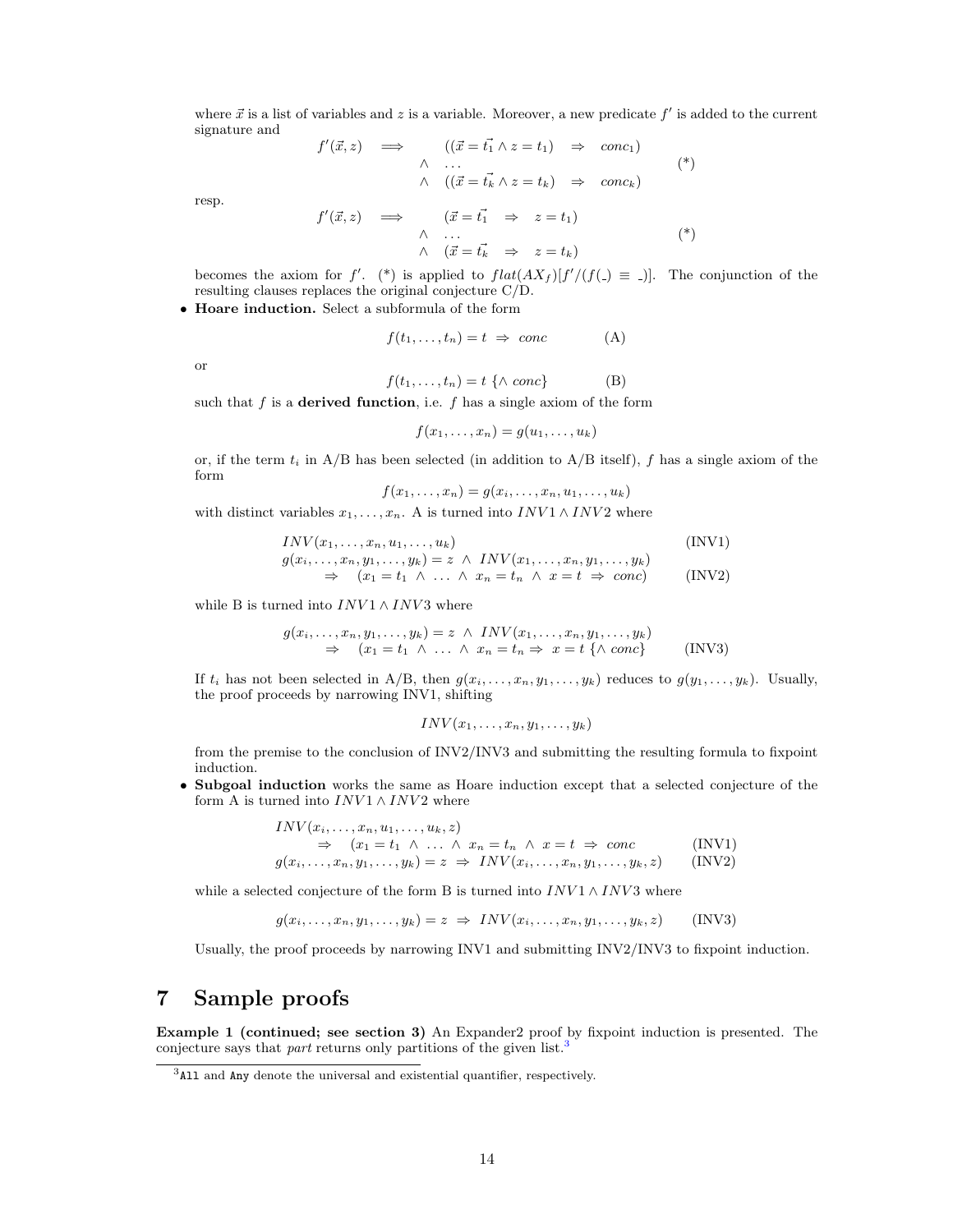where $\vec{x}$ is a list of variables and $z$ is a variable. Moreover, a new predicate $f'$ is added to the current signature and

$$
\begin{array}{rcll}
f'(\vec{x},z) & \Longrightarrow & ((\vec{x}=\vec{t_1} \wedge z=t_1) \;\;\Rightarrow\;\; conc_1) & \\
& \wedge & \ldots & (*)\\
& \wedge & ((\vec{x}=\vec{t_k} \wedge z=t_k) \;\;\Rightarrow\;\; conc_k) &
\end{array}
$$

resp.

$$
\begin{array}{rcll}
f'(\vec{x},z) & \Longrightarrow & (\vec{x}=\vec{t_1} \;\;\Rightarrow\;\; z=t_1) & \\
& \wedge & \ldots & (*)\\
& \wedge & (\vec{x}=\vec{t_k} \;\;\Rightarrow\;\; z=t_k) &
\end{array}
$$

becomes the axiom for $f'$. (*) is applied to $flat(AX_f)[f'/(f(\_) \equiv \_)]$. The conjunction of the resulting clauses replaces the original conjecture C/D.

- **Hoare induction.** Select a subformula of the form

$$f(t_1,\ldots,t_n)=t \;\Rightarrow\; conc \qquad\qquad \text{(A)}$$

or

$$f(t_1,\ldots,t_n)=t \;\{\wedge\; conc\} \qquad\qquad \text{(B)}$$

such that $f$ is a **derived function**, i.e. $f$ has a single axiom of the form

$$f(x_1,\ldots,x_n)=g(u_1,\ldots,u_k)$$

or, if the term $t_i$ in A/B has been selected (in addition to A/B itself), $f$ has a single axiom of the form

$$f(x_1,\ldots,x_n)=g(x_i,\ldots,x_n,u_1,\ldots,u_k)$$

with distinct variables $x_1,\ldots,x_n$. A is turned into $INV1 \wedge INV2$ where

$$
\begin{array}{ll}
INV(x_1,\ldots,x_n,u_1,\ldots,u_k) & \text{(INV1)}\\
g(x_i,\ldots,x_n,y_1,\ldots,y_k)=z \;\wedge\; INV(x_1,\ldots,x_n,y_1,\ldots,y_k) & \\
\quad\Rightarrow\quad (x_1=t_1 \;\wedge\; \ldots \;\wedge\; x_n=t_n \;\wedge\; x=t \;\Rightarrow\; conc) & \text{(INV2)}
\end{array}
$$

while B is turned into $INV1 \wedge INV3$ where

$$
\begin{array}{ll}
g(x_i,\ldots,x_n,y_1,\ldots,y_k)=z \;\wedge\; INV(x_1,\ldots,x_n,y_1,\ldots,y_k) & \\
\quad\Rightarrow\quad (x_1=t_1 \;\wedge\; \ldots \;\wedge\; x_n=t_n \Rightarrow\; x=t \;\{\wedge\; conc\} & \text{(INV3)}
\end{array}
$$

If $t_i$ has not been selected in A/B, then $g(x_i,\ldots,x_n,y_1,\ldots,y_k)$ reduces to $g(y_1,\ldots,y_k)$. Usually, the proof proceeds by narrowing INV1, shifting

$$INV(x_1,\ldots,x_n,y_1,\ldots,y_k)$$

from the premise to the conclusion of INV2/INV3 and submitting the resulting formula to fixpoint induction.

- **Subgoal induction** works the same as Hoare induction except that a selected conjecture of the form A is turned into $INV1 \wedge INV2$ where

$$
\begin{array}{ll}
INV(x_i,\ldots,x_n,u_1,\ldots,u_k,z) & \\
\quad\Rightarrow\quad (x_1=t_1 \;\wedge\; \ldots \;\wedge\; x_n=t_n \;\wedge\; x=t \;\Rightarrow\; conc & \text{(INV1)}\\
g(x_i,\ldots,x_n,y_1,\ldots,y_k)=z \;\Rightarrow\; INV(x_i,\ldots,x_n,y_1,\ldots,y_k,z) & \text{(INV2)}
\end{array}
$$

while a selected conjecture of the form B is turned into $INV1 \wedge INV3$ where

$$g(x_i,\ldots,x_n,y_1,\ldots,y_k)=z \;\Rightarrow\; INV(x_i,\ldots,x_n,y_1,\ldots,y_k,z) \qquad \text{(INV3)}$$

Usually, the proof proceeds by narrowing INV1 and submitting INV2/INV3 to fixpoint induction.

# 7 Sample proofs

**Example 1 (continued; see section 3)** An Expander2 proof by fixpoint induction is presented. The conjecture says that *part* returns only partitions of the given list.[3]

[3] `All` and `Any` denote the universal and existential quantifier, respectively.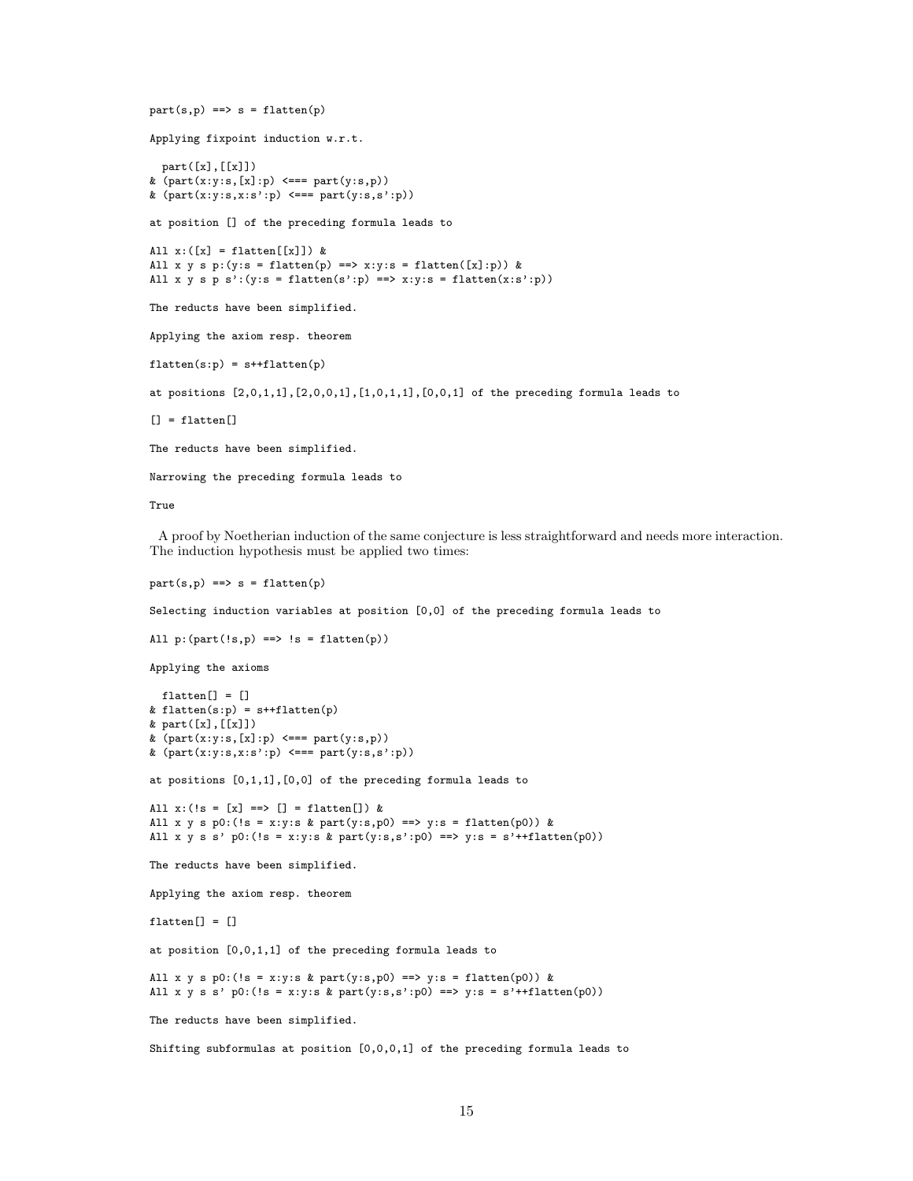```
part(s,p) ==> s = flatten(p)

Applying fixpoint induction w.r.t.

  part([x],[[x]])
& (part(x:y:s,[x]:p) <=== part(y:s,p))
& (part(x:y:s,x:s':p) <=== part(y:s,s':p))

at position [] of the preceding formula leads to

All x:([x] = flatten[[x]]) &
All x y s p:(y:s = flatten(p) ==> x:y:s = flatten([x]:p)) &
All x y s p s':(y:s = flatten(s':p) ==> x:y:s = flatten(x:s':p))

The reducts have been simplified.

Applying the axiom resp. theorem

flatten(s:p) = s++flatten(p)

at positions [2,0,1,1],[2,0,0,1],[1,0,1,1],[0,0,1] of the preceding formula leads to

[] = flatten[]

The reducts have been simplified.

Narrowing the preceding formula leads to

True
```

A proof by Noetherian induction of the same conjecture is less straightforward and needs more interaction. The induction hypothesis must be applied two times:

```
part(s,p) ==> s = flatten(p)

Selecting induction variables at position [0,0] of the preceding formula leads to

All p:(part(!s,p) ==> !s = flatten(p))

Applying the axioms

  flatten[] = []
& flatten(s:p) = s++flatten(p)
& part([x],[[x]])
& (part(x:y:s,[x]:p) <=== part(y:s,p))
& (part(x:y:s,x:s':p) <=== part(y:s,s':p))

at positions [0,1,1],[0,0] of the preceding formula leads to

All x:(!s = [x] ==> [] = flatten[]) &
All x y s p0:(!s = x:y:s & part(y:s,p0) ==> y:s = flatten(p0)) &
All x y s s' p0:(!s = x:y:s & part(y:s,s':p0) ==> y:s = s'++flatten(p0))

The reducts have been simplified.

Applying the axiom resp. theorem

flatten[] = []

at position [0,0,1,1] of the preceding formula leads to

All x y s p0:(!s = x:y:s & part(y:s,p0) ==> y:s = flatten(p0)) &
All x y s s' p0:(!s = x:y:s & part(y:s,s':p0) ==> y:s = s'++flatten(p0))

The reducts have been simplified.

Shifting subformulas at position [0,0,0,1] of the preceding formula leads to
```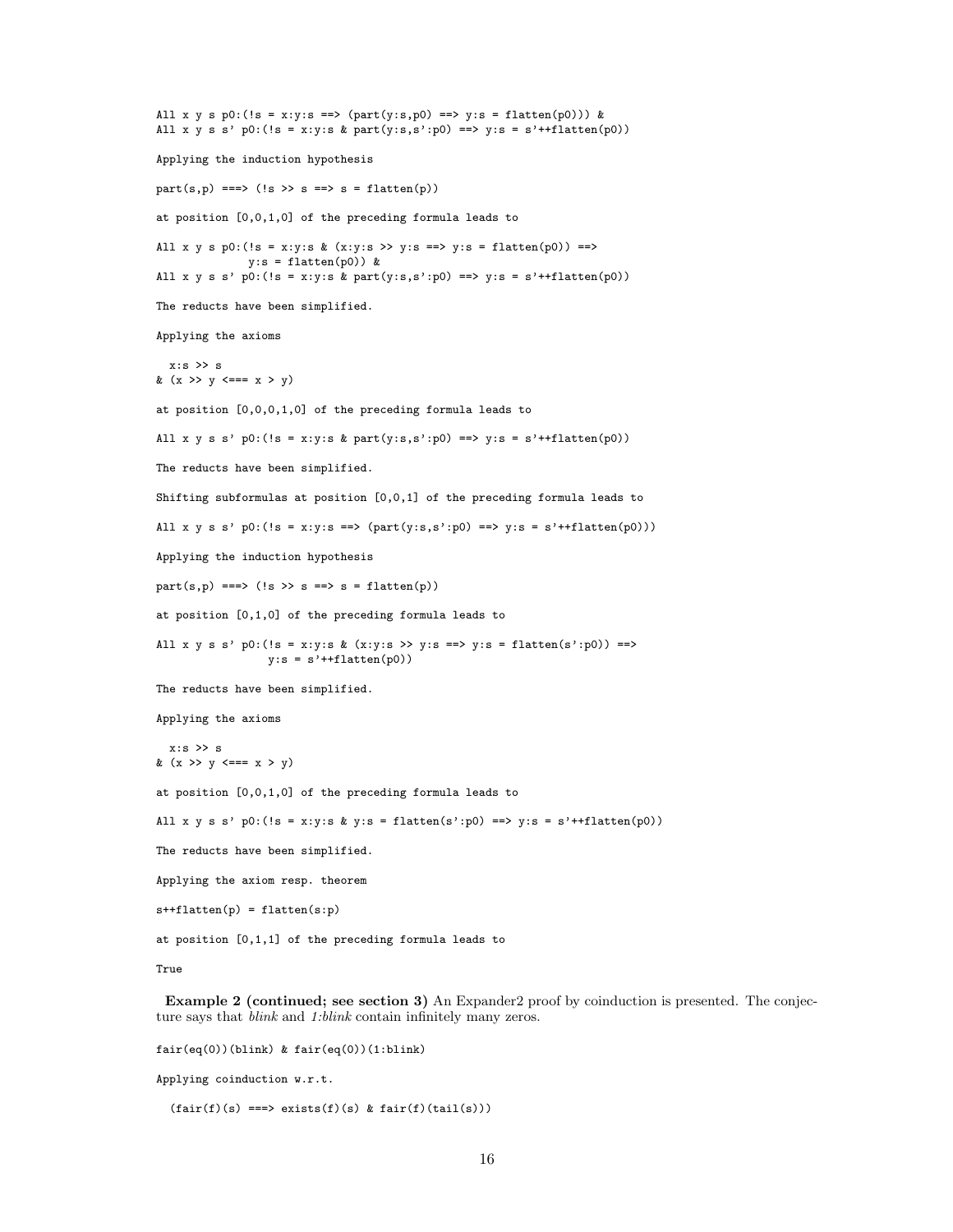```
All x y s p0:(!s = x:y:s ==> (part(y:s,p0) ==> y:s = flatten(p0))) &
All x y s s' p0:(!s = x:y:s & part(y:s,s':p0) ==> y:s = s'++flatten(p0))
```

Applying the induction hypothesis

```
part(s,p) ===> (!s >> s ==> s = flatten(p))
```

at position [0,0,1,0] of the preceding formula leads to

```
All x y s p0:(!s = x:y:s & (x:y:s >> y:s ==> y:s = flatten(p0)) ==>
             y:s = flatten(p0)) &
All x y s s' p0:(!s = x:y:s & part(y:s,s':p0) ==> y:s = s'++flatten(p0))
```

The reducts have been simplified.

Applying the axioms

```
  x:s >> s
& (x >> y <=== x > y)
```

at position [0,0,0,1,0] of the preceding formula leads to

```
All x y s s' p0:(!s = x:y:s & part(y:s,s':p0) ==> y:s = s'++flatten(p0))
```

The reducts have been simplified.

Shifting subformulas at position [0,0,1] of the preceding formula leads to

```
All x y s s' p0:(!s = x:y:s ==> (part(y:s,s':p0) ==> y:s = s'++flatten(p0)))
```

Applying the induction hypothesis

```
part(s,p) ===> (!s >> s ==> s = flatten(p))
```

at position [0,1,0] of the preceding formula leads to

```
All x y s s' p0:(!s = x:y:s & (x:y:s >> y:s ==> y:s = flatten(s':p0)) ==>
                y:s = s'++flatten(p0))
```

The reducts have been simplified.

Applying the axioms

```
  x:s >> s
& (x >> y <=== x > y)
```

at position [0,0,1,0] of the preceding formula leads to

```
All x y s s' p0:(!s = x:y:s & y:s = flatten(s':p0) ==> y:s = s'++flatten(p0))
```

The reducts have been simplified.

Applying the axiom resp. theorem

```
s++flatten(p) = flatten(s:p)
```

at position [0,1,1] of the preceding formula leads to

```
True
```

**Example 2 (continued; see section 3)** An Expander2 proof by coinduction is presented. The conjecture says that *blink* and *1:blink* contain infinitely many zeros.

```
fair(eq(0))(blink) & fair(eq(0))(1:blink)
```

Applying coinduction w.r.t.

```
  (fair(f)(s) ===> exists(f)(s) & fair(f)(tail(s)))
```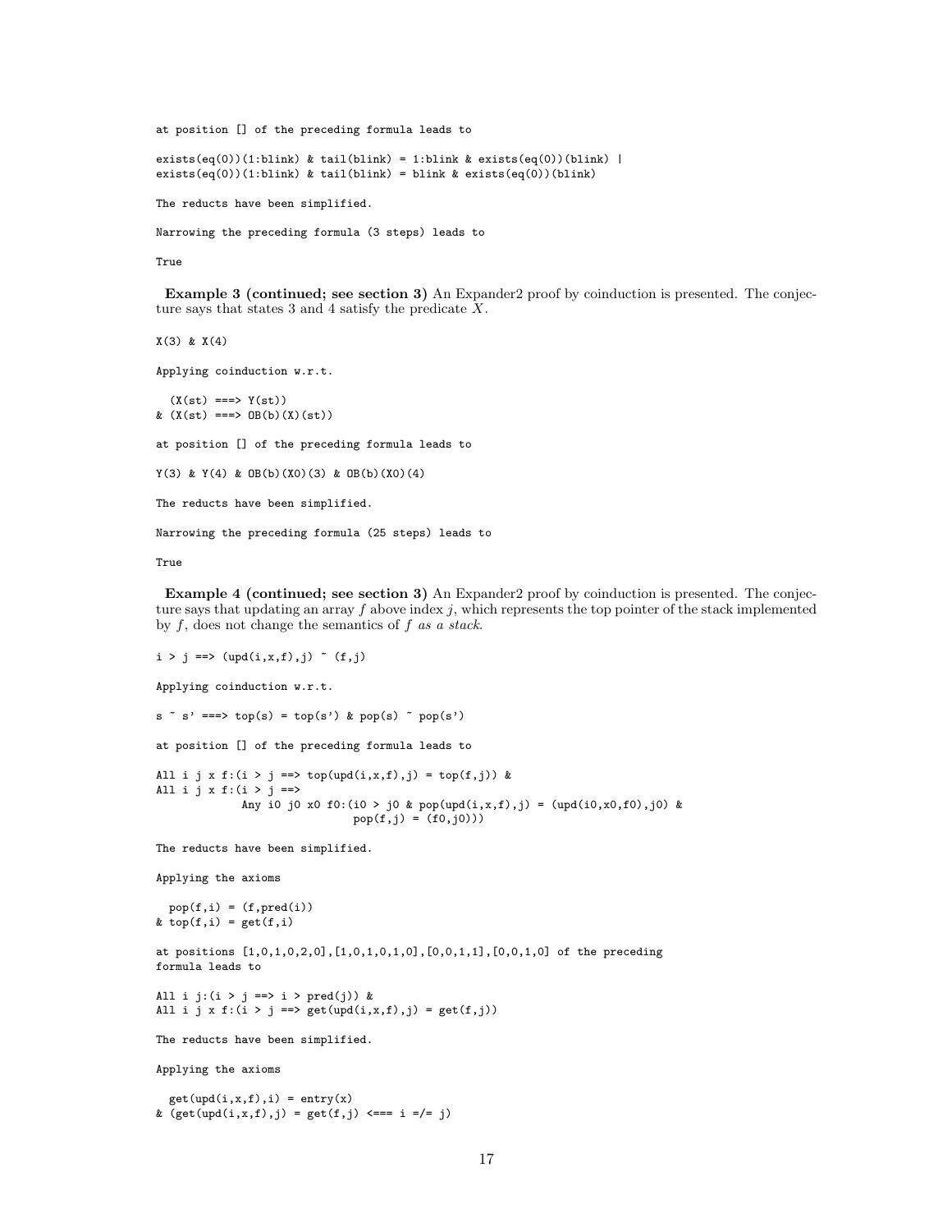```
at position [] of the preceding formula leads to

exists(eq(0))(1:blink) & tail(blink) = 1:blink & exists(eq(0))(blink) |
exists(eq(0))(1:blink) & tail(blink) = blink & exists(eq(0))(blink)

The reducts have been simplified.

Narrowing the preceding formula (3 steps) leads to

True
```

**Example 3 (continued; see section 3)** An Expander2 proof by coinduction is presented. The conjecture says that states 3 and 4 satisfy the predicate $X$.

```
X(3) & X(4)

Applying coinduction w.r.t.

  (X(st) ===> Y(st))
& (X(st) ===> OB(b)(X)(st))

at position [] of the preceding formula leads to

Y(3) & Y(4) & OB(b)(X0)(3) & OB(b)(X0)(4)

The reducts have been simplified.

Narrowing the preceding formula (25 steps) leads to

True
```

**Example 4 (continued; see section 3)** An Expander2 proof by coinduction is presented. The conjecture says that updating an array $f$ above index $j$, which represents the top pointer of the stack implemented by $f$, does not change the semantics of $f$ *as a stack*.

```
i > j ==> (upd(i,x,f),j) ~ (f,j)

Applying coinduction w.r.t.

s ~ s' ===> top(s) = top(s') & pop(s) ~ pop(s')

at position [] of the preceding formula leads to

All i j x f:(i > j ==> top(upd(i,x,f),j) = top(f,j)) &
All i j x f:(i > j ==>
             Any i0 j0 x0 f0:(i0 > j0 & pop(upd(i,x,f),j) = (upd(i0,x0,f0),j0) &
                              pop(f,j) = (f0,j0)))

The reducts have been simplified.

Applying the axioms

  pop(f,i) = (f,pred(i))
& top(f,i) = get(f,i)

at positions [1,0,1,0,2,0],[1,0,1,0,1,0],[0,0,1,1],[0,0,1,0] of the preceding
formula leads to

All i j:(i > j ==> i > pred(j)) &
All i j x f:(i > j ==> get(upd(i,x,f),j) = get(f,j))

The reducts have been simplified.

Applying the axioms

  get(upd(i,x,f),i) = entry(x)
& (get(upd(i,x,f),j) = get(f,j) <=== i =/= j)
```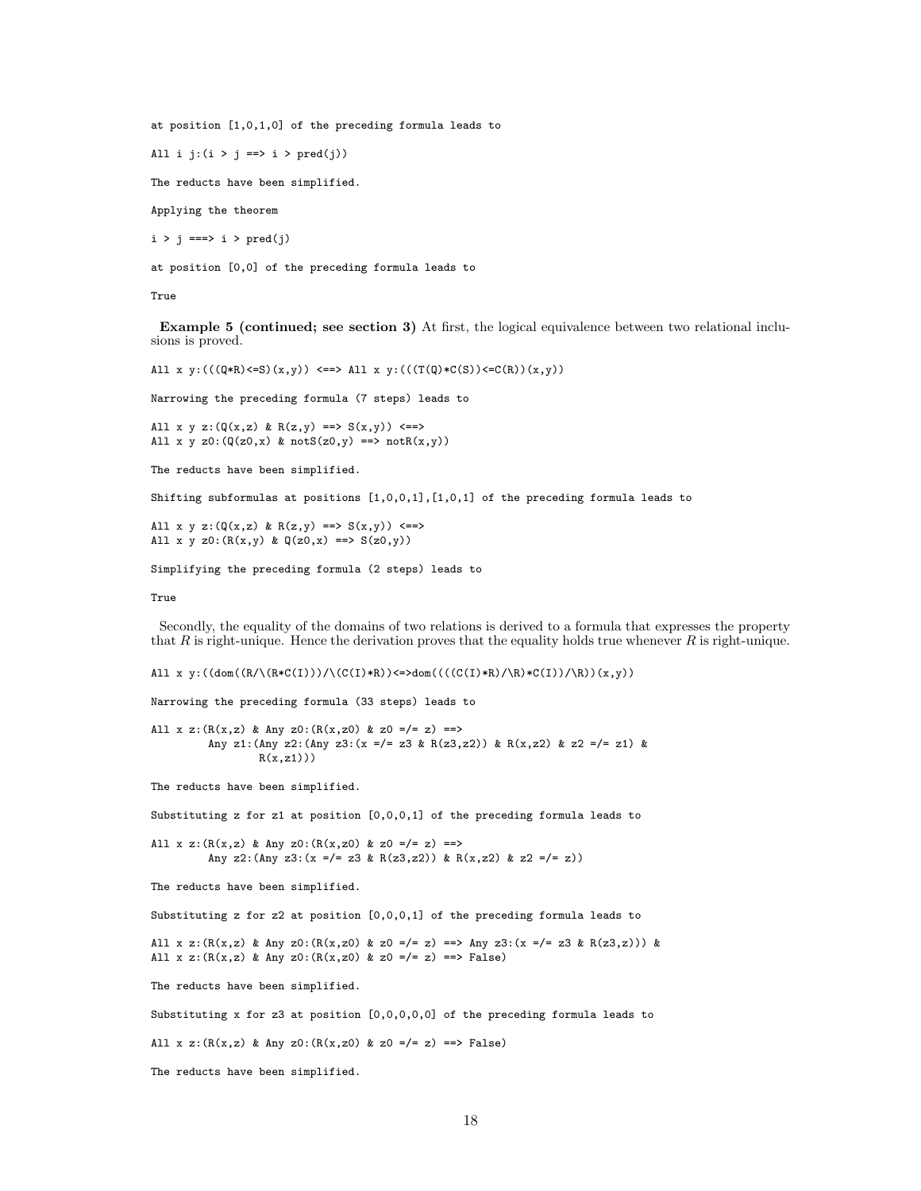```
at position [1,0,1,0] of the preceding formula leads to

All i j:(i > j ==> i > pred(j))

The reducts have been simplified.

Applying the theorem

i > j ===> i > pred(j)

at position [0,0] of the preceding formula leads to

True
```

**Example 5 (continued; see section 3)** At first, the logical equivalence between two relational inclusions is proved.

```
All x y:(((Q*R)<=S)(x,y)) <==> All x y:(((T(Q)*C(S))<=C(R))(x,y))

Narrowing the preceding formula (7 steps) leads to

All x y z:(Q(x,z) & R(z,y) ==> S(x,y)) <==>
All x y z0:(Q(z0,x) & notS(z0,y) ==> notR(x,y))

The reducts have been simplified.

Shifting subformulas at positions [1,0,0,1],[1,0,1] of the preceding formula leads to

All x y z:(Q(x,z) & R(z,y) ==> S(x,y)) <==>
All x y z0:(R(x,y) & Q(z0,x) ==> S(z0,y))

Simplifying the preceding formula (2 steps) leads to

True
```

Secondly, the equality of the domains of two relations is derived to a formula that expresses the property that $R$ is right-unique. Hence the derivation proves that the equality holds true whenever $R$ is right-unique.

```
All x y:((dom((R/\(R*C(I)))/\(C(I)*R))<=>dom((((C(I)*R)/\R)*C(I))/\R))(x,y))

Narrowing the preceding formula (33 steps) leads to

All x z:(R(x,z) & Any z0:(R(x,z0) & z0 =/= z) ==>
         Any z1:(Any z2:(Any z3:(x =/= z3 & R(z3,z2)) & R(x,z2) & z2 =/= z1) &
                 R(x,z1)))

The reducts have been simplified.

Substituting z for z1 at position [0,0,0,1] of the preceding formula leads to

All x z:(R(x,z) & Any z0:(R(x,z0) & z0 =/= z) ==>
         Any z2:(Any z3:(x =/= z3 & R(z3,z2)) & R(x,z2) & z2 =/= z))

The reducts have been simplified.

Substituting z for z2 at position [0,0,0,1] of the preceding formula leads to

All x z:(R(x,z) & Any z0:(R(x,z0) & z0 =/= z) ==> Any z3:(x =/= z3 & R(z3,z))) &
All x z:(R(x,z) & Any z0:(R(x,z0) & z0 =/= z) ==> False)

The reducts have been simplified.

Substituting x for z3 at position [0,0,0,0,0] of the preceding formula leads to

All x z:(R(x,z) & Any z0:(R(x,z0) & z0 =/= z) ==> False)

The reducts have been simplified.
```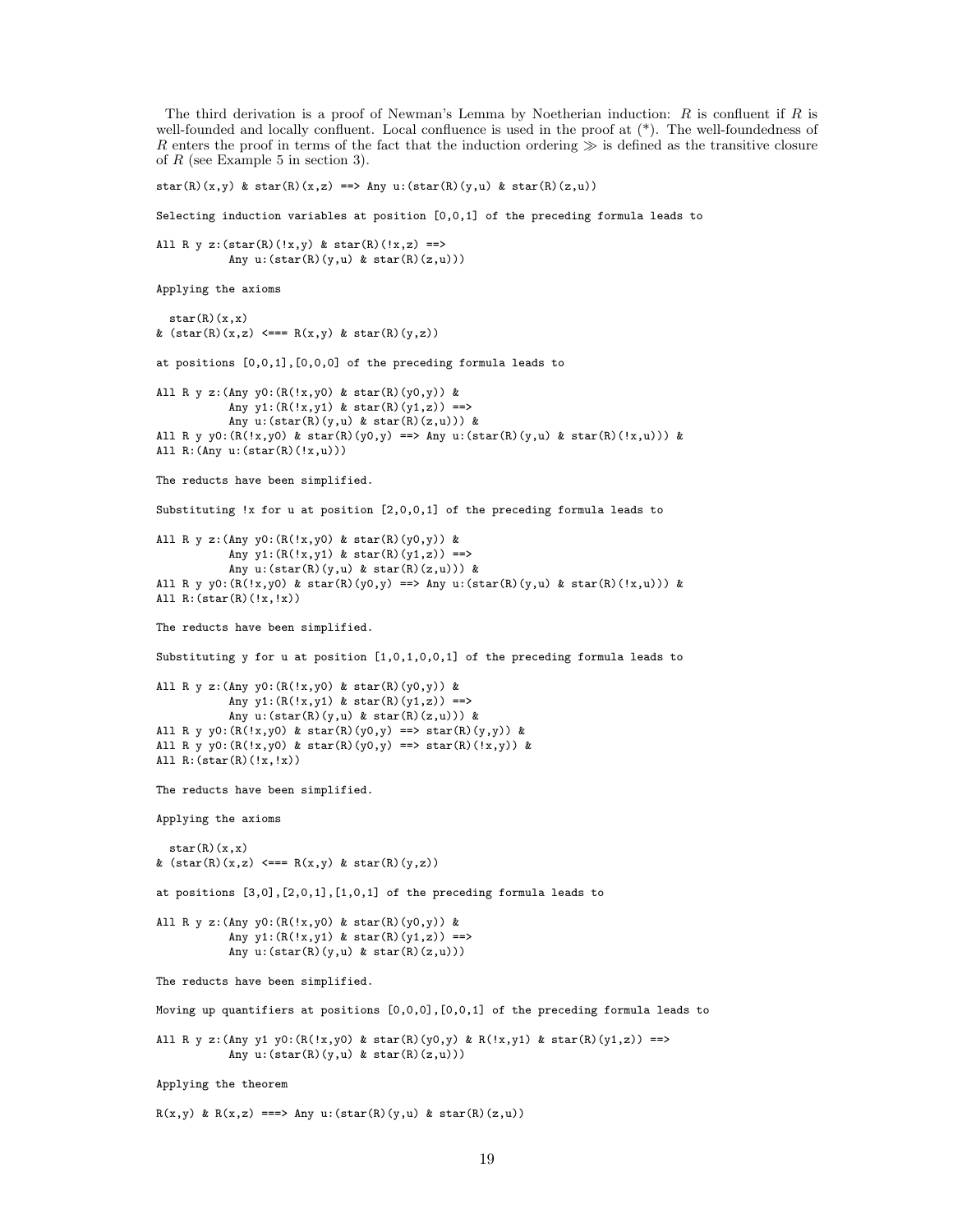The third derivation is a proof of Newman's Lemma by Noetherian induction: $R$ is confluent if $R$ is well-founded and locally confluent. Local confluence is used in the proof at (*). The well-foundedness of $R$ enters the proof in terms of the fact that the induction ordering $\gg$ is defined as the transitive closure of $R$ (see Example 5 in section 3).

```
star(R)(x,y) & star(R)(x,z) ==> Any u:(star(R)(y,u) & star(R)(z,u))

Selecting induction variables at position [0,0,1] of the preceding formula leads to

All R y z:(star(R)(!x,y) & star(R)(!x,z) ==>
           Any u:(star(R)(y,u) & star(R)(z,u)))

Applying the axioms

  star(R)(x,x)
& (star(R)(x,z) <=== R(x,y) & star(R)(y,z))

at positions [0,0,1],[0,0,0] of the preceding formula leads to

All R y z:(Any y0:(R(!x,y0) & star(R)(y0,y)) &
           Any y1:(R(!x,y1) & star(R)(y1,z)) ==>
           Any u:(star(R)(y,u) & star(R)(z,u))) &
All R y y0:(R(!x,y0) & star(R)(y0,y) ==> Any u:(star(R)(y,u) & star(R)(!x,u))) &
All R:(Any u:(star(R)(!x,u)))

The reducts have been simplified.

Substituting !x for u at position [2,0,0,1] of the preceding formula leads to

All R y z:(Any y0:(R(!x,y0) & star(R)(y0,y)) &
           Any y1:(R(!x,y1) & star(R)(y1,z)) ==>
           Any u:(star(R)(y,u) & star(R)(z,u))) &
All R y y0:(R(!x,y0) & star(R)(y0,y) ==> Any u:(star(R)(y,u) & star(R)(!x,u))) &
All R:(star(R)(!x,!x))

The reducts have been simplified.

Substituting y for u at position [1,0,1,0,0,1] of the preceding formula leads to

All R y z:(Any y0:(R(!x,y0) & star(R)(y0,y)) &
           Any y1:(R(!x,y1) & star(R)(y1,z)) ==>
           Any u:(star(R)(y,u) & star(R)(z,u))) &
All R y y0:(R(!x,y0) & star(R)(y0,y) ==> star(R)(y,y)) &
All R y y0:(R(!x,y0) & star(R)(y0,y) ==> star(R)(!x,y)) &
All R:(star(R)(!x,!x))

The reducts have been simplified.

Applying the axioms

  star(R)(x,x)
& (star(R)(x,z) <=== R(x,y) & star(R)(y,z))

at positions [3,0],[2,0,1],[1,0,1] of the preceding formula leads to

All R y z:(Any y0:(R(!x,y0) & star(R)(y0,y)) &
           Any y1:(R(!x,y1) & star(R)(y1,z)) ==>
           Any u:(star(R)(y,u) & star(R)(z,u)))

The reducts have been simplified.

Moving up quantifiers at positions [0,0,0],[0,0,1] of the preceding formula leads to

All R y z:(Any y1 y0:(R(!x,y0) & star(R)(y0,y) & R(!x,y1) & star(R)(y1,z)) ==>
           Any u:(star(R)(y,u) & star(R)(z,u)))

Applying the theorem

R(x,y) & R(x,z) ===> Any u:(star(R)(y,u) & star(R)(z,u))
```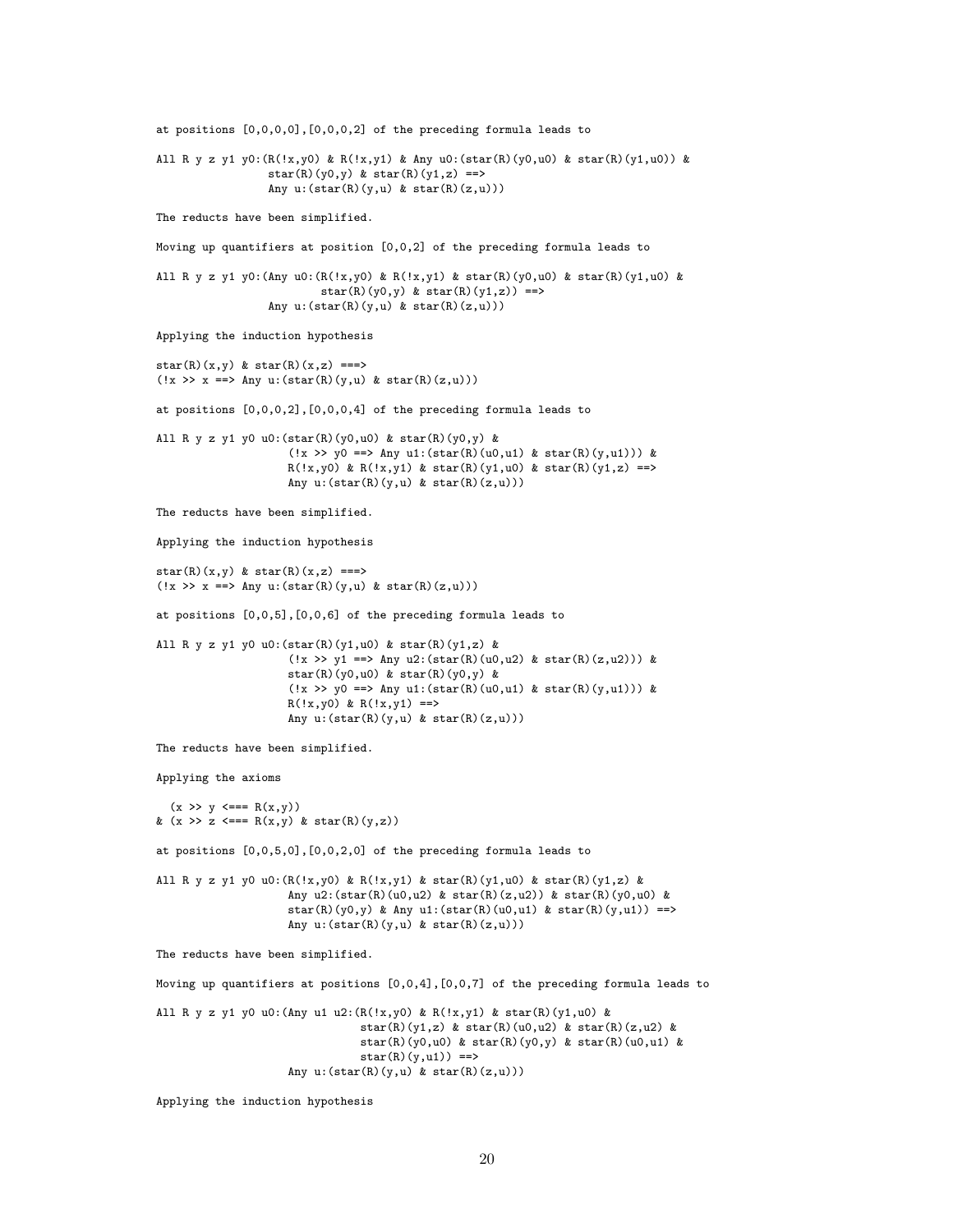at positions [0,0,0,0],[0,0,0,2] of the preceding formula leads to

```
All R y z y1 y0:(R(!x,y0) & R(!x,y1) & Any u0:(star(R)(y0,u0) & star(R)(y1,u0)) &
                 star(R)(y0,y) & star(R)(y1,z) ==>
                 Any u:(star(R)(y,u) & star(R)(z,u)))
```

The reducts have been simplified.

Moving up quantifiers at position [0,0,2] of the preceding formula leads to

```
All R y z y1 y0:(Any u0:(R(!x,y0) & R(!x,y1) & star(R)(y0,u0) & star(R)(y1,u0) &
                         star(R)(y0,y) & star(R)(y1,z)) ==>
                 Any u:(star(R)(y,u) & star(R)(z,u)))
```

Applying the induction hypothesis

```
star(R)(x,y) & star(R)(x,z) ===>
(!x >> x ==> Any u:(star(R)(y,u) & star(R)(z,u)))
```

at positions [0,0,0,2],[0,0,0,4] of the preceding formula leads to

```
All R y z y1 y0 u0:(star(R)(y0,u0) & star(R)(y0,y) &
                    (!x >> y0 ==> Any u1:(star(R)(u0,u1) & star(R)(y,u1))) &
                    R(!x,y0) & R(!x,y1) & star(R)(y1,u0) & star(R)(y1,z) ==>
                    Any u:(star(R)(y,u) & star(R)(z,u)))
```

The reducts have been simplified.

Applying the induction hypothesis

```
star(R)(x,y) & star(R)(x,z) ===>
(!x >> x ==> Any u:(star(R)(y,u) & star(R)(z,u)))
```

at positions [0,0,5],[0,0,6] of the preceding formula leads to

```
All R y z y1 y0 u0:(star(R)(y1,u0) & star(R)(y1,z) &
                    (!x >> y1 ==> Any u2:(star(R)(u0,u2) & star(R)(z,u2))) &
                    star(R)(y0,u0) & star(R)(y0,y) &
                    (!x >> y0 ==> Any u1:(star(R)(u0,u1) & star(R)(y,u1))) &
                    R(!x,y0) & R(!x,y1) ==>
                    Any u:(star(R)(y,u) & star(R)(z,u)))
```

The reducts have been simplified.

Applying the axioms

```
  (x >> y <=== R(x,y))
& (x >> z <=== R(x,y) & star(R)(y,z))
```

at positions [0,0,5,0],[0,0,2,0] of the preceding formula leads to

```
All R y z y1 y0 u0:(R(!x,y0) & R(!x,y1) & star(R)(y1,u0) & star(R)(y1,z) &
                    Any u2:(star(R)(u0,u2) & star(R)(z,u2)) & star(R)(y0,u0) &
                    star(R)(y0,y) & Any u1:(star(R)(u0,u1) & star(R)(y,u1)) ==>
                    Any u:(star(R)(y,u) & star(R)(z,u)))
```

The reducts have been simplified.

Moving up quantifiers at positions [0,0,4],[0,0,7] of the preceding formula leads to

```
All R y z y1 y0 u0:(Any u1 u2:(R(!x,y0) & R(!x,y1) & star(R)(y1,u0) &
                               star(R)(y1,z) & star(R)(u0,u2) & star(R)(z,u2) &
                               star(R)(y0,u0) & star(R)(y0,y) & star(R)(u0,u1) &
                               star(R)(y,u1)) ==>
                    Any u:(star(R)(y,u) & star(R)(z,u)))
```

Applying the induction hypothesis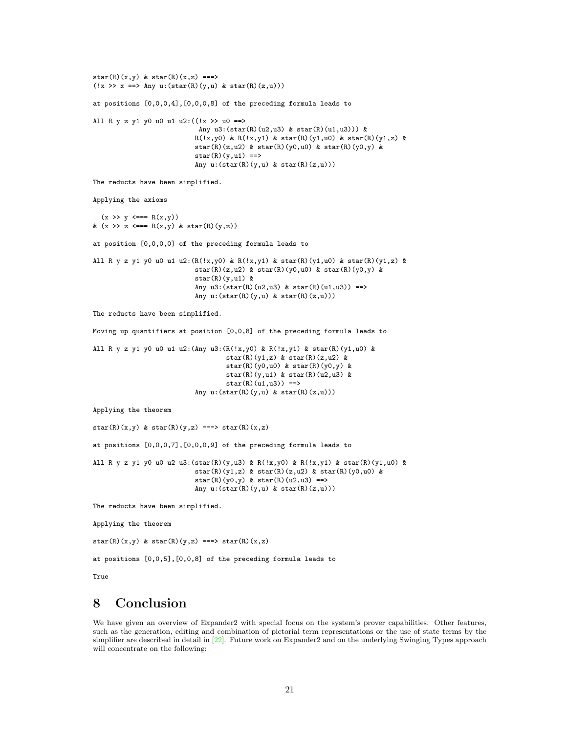```
star(R)(x,y) & star(R)(x,z) ===>
(!x >> x ==> Any u:(star(R)(y,u) & star(R)(z,u)))
```

at positions [0,0,0,4],[0,0,0,8] of the preceding formula leads to

```
All R y z y1 y0 u0 u1 u2:((!x >> u0 ==>
                            Any u3:(star(R)(u2,u3) & star(R)(u1,u3))) &
                           R(!x,y0) & R(!x,y1) & star(R)(y1,u0) & star(R)(y1,z) &
                           star(R)(z,u2) & star(R)(y0,u0) & star(R)(y0,y) &
                           star(R)(y,u1) ==>
                           Any u:(star(R)(y,u) & star(R)(z,u)))
```

The reducts have been simplified.

Applying the axioms

```
  (x >> y <=== R(x,y))
& (x >> z <=== R(x,y) & star(R)(y,z))
```

at position [0,0,0,0] of the preceding formula leads to

```
All R y z y1 y0 u0 u1 u2:(R(!x,y0) & R(!x,y1) & star(R)(y1,u0) & star(R)(y1,z) &
                           star(R)(z,u2) & star(R)(y0,u0) & star(R)(y0,y) &
                           star(R)(y,u1) &
                           Any u3:(star(R)(u2,u3) & star(R)(u1,u3)) ==>
                           Any u:(star(R)(y,u) & star(R)(z,u)))
```

The reducts have been simplified.

Moving up quantifiers at position [0,0,8] of the preceding formula leads to

```
All R y z y1 y0 u0 u1 u2:(Any u3:(R(!x,y0) & R(!x,y1) & star(R)(y1,u0) &
                                   star(R)(y1,z) & star(R)(z,u2) &
                                   star(R)(y0,u0) & star(R)(y0,y) &
                                   star(R)(y,u1) & star(R)(u2,u3) &
                                   star(R)(u1,u3)) ==>
                           Any u:(star(R)(y,u) & star(R)(z,u)))
```

Applying the theorem

```
star(R)(x,y) & star(R)(y,z) ===> star(R)(x,z)
```

at positions [0,0,0,7],[0,0,0,9] of the preceding formula leads to

```
All R y z y1 y0 u0 u2 u3:(star(R)(y,u3) & R(!x,y0) & R(!x,y1) & star(R)(y1,u0) &
                           star(R)(y1,z) & star(R)(z,u2) & star(R)(y0,u0) &
                           star(R)(y0,y) & star(R)(u2,u3) ==>
                           Any u:(star(R)(y,u) & star(R)(z,u)))
```

The reducts have been simplified.

Applying the theorem

```
star(R)(x,y) & star(R)(y,z) ===> star(R)(x,z)
```

at positions [0,0,5],[0,0,8] of the preceding formula leads to

True

# 8 Conclusion

We have given an overview of Expander2 with special focus on the system's prover capabilities. Other features, such as the generation, editing and combination of pictorial term representations or the use of state terms by the simplifier are described in detail in [22]. Future work on Expander2 and on the underlying Swinging Types approach will concentrate on the following: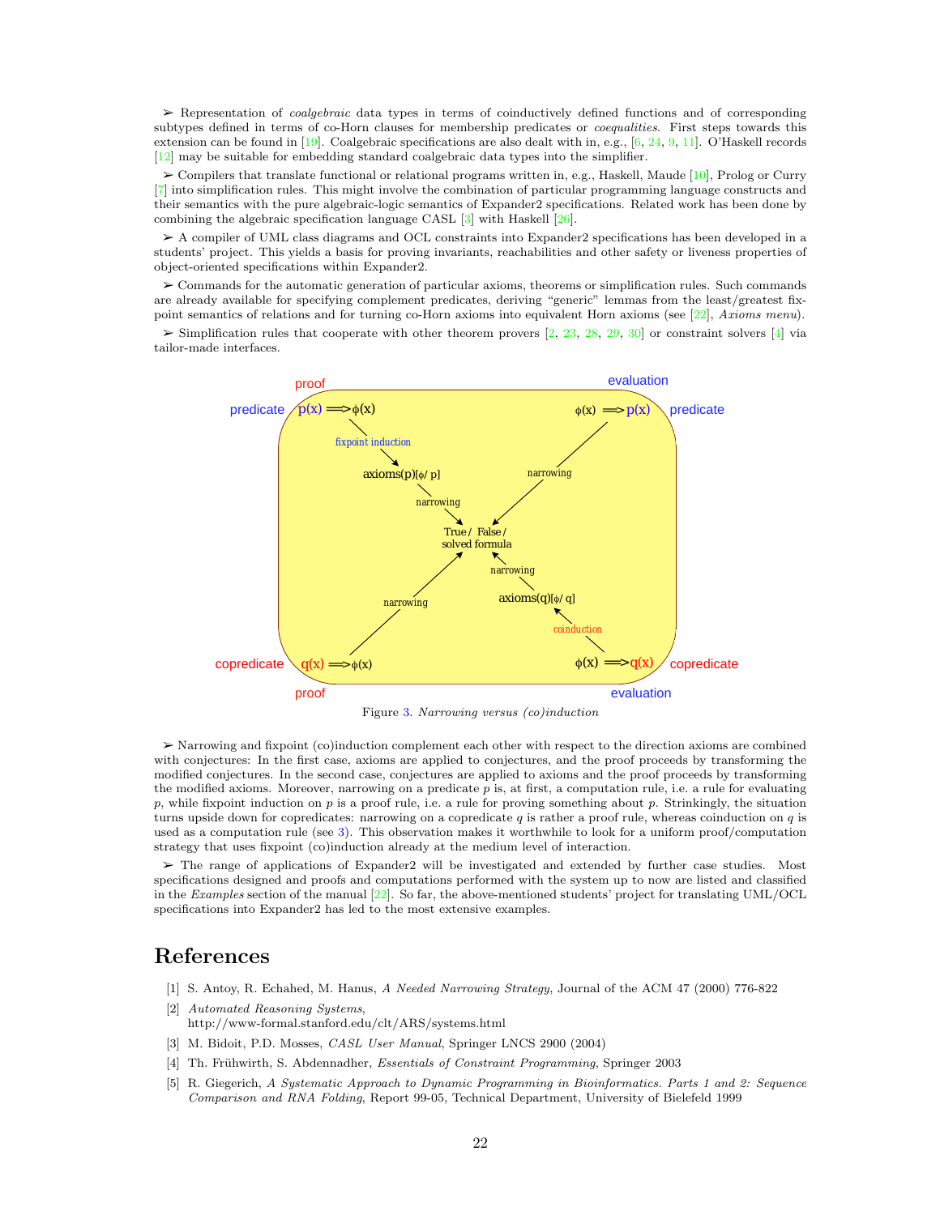➢ Representation of *coalgebraic* data types in terms of coinductively defined functions and of corresponding subtypes defined in terms of co-Horn clauses for membership predicates or *coequalities*. First steps towards this extension can be found in [19]. Coalgebraic specifications are also dealt with in, e.g., [6, 24, 9, 11]. O'Haskell records [12] may be suitable for embedding standard coalgebraic data types into the simplifier.

➢ Compilers that translate functional or relational programs written in, e.g., Haskell, Maude [10], Prolog or Curry [7] into simplification rules. This might involve the combination of particular programming language constructs and their semantics with the pure algebraic-logic semantics of Expander2 specifications. Related work has been done by combining the algebraic specification language CASL [3] with Haskell [26].

➢ A compiler of UML class diagrams and OCL constraints into Expander2 specifications has been developed in a students' project. This yields a basis for proving invariants, reachabilities and other safety or liveness properties of object-oriented specifications within Expander2.

➢ Commands for the automatic generation of particular axioms, theorems or simplification rules. Such commands are already available for specifying complement predicates, deriving "generic" lemmas from the least/greatest fixpoint semantics of relations and for turning co-Horn axioms into equivalent Horn axioms (see [22], *Axioms menu*).

➢ Simplification rules that cooperate with other theorem provers [2, 23, 28, 29, 30] or constraint solvers [4] via tailor-made interfaces.

Figure 3. *Narrowing versus (co)induction*

➢ Narrowing and fixpoint (co)induction complement each other with respect to the direction axioms are combined with conjectures: In the first case, axioms are applied to conjectures, and the proof proceeds by transforming the modified conjectures. In the second case, conjectures are applied to axioms and the proof proceeds by transforming the modified axioms. Moreover, narrowing on a predicate $p$ is, at first, a computation rule, i.e. a rule for evaluating $p$, while fixpoint induction on $p$ is a proof rule, i.e. a rule for proving something about $p$. Strinkingly, the situation turns upside down for copredicates: narrowing on a copredicate $q$ is rather a proof rule, whereas coinduction on $q$ is used as a computation rule (see 3). This observation makes it worthwhile to look for a uniform proof/computation strategy that uses fixpoint (co)induction already at the medium level of interaction.

➢ The range of applications of Expander2 will be investigated and extended by further case studies. Most specifications designed and proofs and computations performed with the system up to now are listed and classified in the *Examples* section of the manual [22]. So far, the above-mentioned students' project for translating UML/OCL specifications into Expander2 has led to the most extensive examples.

# References

[1] S. Antoy, R. Echahed, M. Hanus, *A Needed Narrowing Strategy*, Journal of the ACM 47 (2000) 776-822

[2] *Automated Reasoning Systems*, http://www-formal.stanford.edu/clt/ARS/systems.html

[3] M. Bidoit, P.D. Mosses, *CASL User Manual*, Springer LNCS 2900 (2004)

[4] Th. Frühwirth, S. Abdennadher, *Essentials of Constraint Programming*, Springer 2003

[5] R. Giegerich, *A Systematic Approach to Dynamic Programming in Bioinformatics. Parts 1 and 2: Sequence Comparison and RNA Folding*, Report 99-05, Technical Department, University of Bielefeld 1999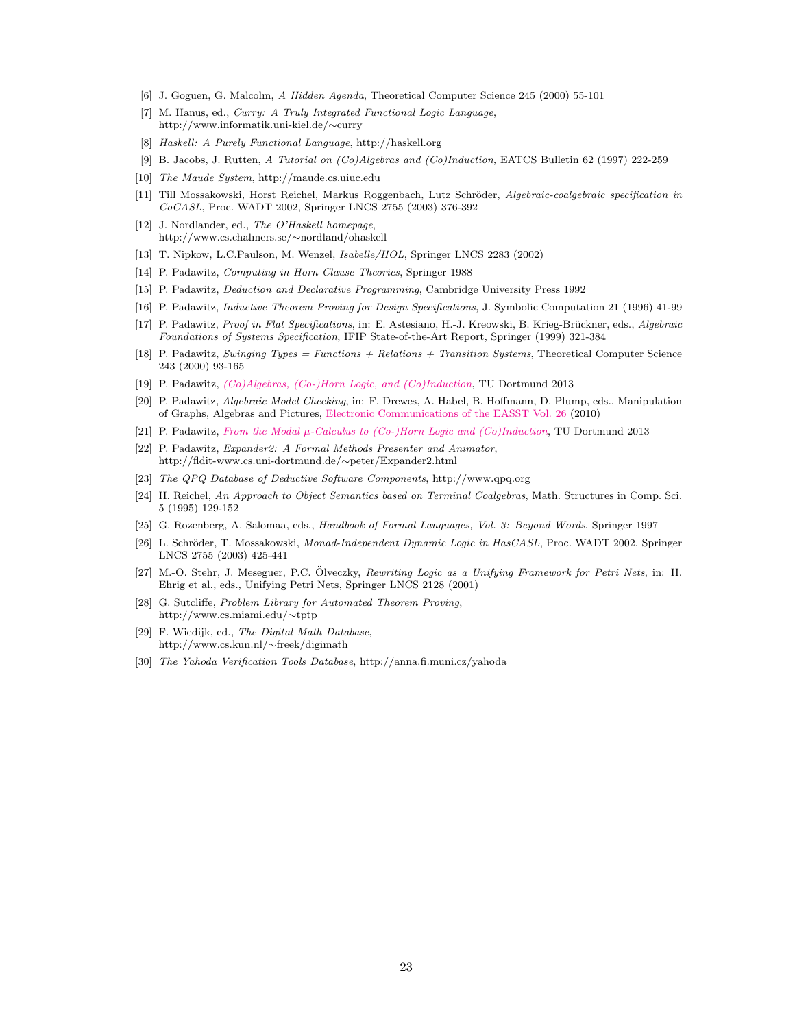[6] J. Goguen, G. Malcolm, *A Hidden Agenda*, Theoretical Computer Science 245 (2000) 55-101

[7] M. Hanus, ed., *Curry: A Truly Integrated Functional Logic Language*, http://www.informatik.uni-kiel.de/∼curry

[8] *Haskell: A Purely Functional Language*, http://haskell.org

[9] B. Jacobs, J. Rutten, *A Tutorial on (Co)Algebras and (Co)Induction*, EATCS Bulletin 62 (1997) 222-259

[10] *The Maude System*, http://maude.cs.uiuc.edu

[11] Till Mossakowski, Horst Reichel, Markus Roggenbach, Lutz Schröder, *Algebraic-coalgebraic specification in CoCASL*, Proc. WADT 2002, Springer LNCS 2755 (2003) 376-392

[12] J. Nordlander, ed., *The O'Haskell homepage*, http://www.cs.chalmers.se/∼nordland/ohaskell

[13] T. Nipkow, L.C.Paulson, M. Wenzel, *Isabelle/HOL*, Springer LNCS 2283 (2002)

[14] P. Padawitz, *Computing in Horn Clause Theories*, Springer 1988

[15] P. Padawitz, *Deduction and Declarative Programming*, Cambridge University Press 1992

[16] P. Padawitz, *Inductive Theorem Proving for Design Specifications*, J. Symbolic Computation 21 (1996) 41-99

[17] P. Padawitz, *Proof in Flat Specifications*, in: E. Astesiano, H.-J. Kreowski, B. Krieg-Brückner, eds., *Algebraic Foundations of Systems Specification*, IFIP State-of-the-Art Report, Springer (1999) 321-384

[18] P. Padawitz, *Swinging Types = Functions + Relations + Transition Systems*, Theoretical Computer Science 243 (2000) 93-165

[19] P. Padawitz, *(Co)Algebras, (Co-)Horn Logic, and (Co)Induction*, TU Dortmund 2013

[20] P. Padawitz, *Algebraic Model Checking*, in: F. Drewes, A. Habel, B. Hoffmann, D. Plump, eds., Manipulation of Graphs, Algebras and Pictures, Electronic Communications of the EASST Vol. 26 (2010)

[21] P. Padawitz, *From the Modal $\mu$-Calculus to (Co-)Horn Logic and (Co)Induction*, TU Dortmund 2013

[22] P. Padawitz, *Expander2: A Formal Methods Presenter and Animator*, http://fldit-www.cs.uni-dortmund.de/∼peter/Expander2.html

[23] *The QPQ Database of Deductive Software Components*, http://www.qpq.org

[24] H. Reichel, *An Approach to Object Semantics based on Terminal Coalgebras*, Math. Structures in Comp. Sci. 5 (1995) 129-152

[25] G. Rozenberg, A. Salomaa, eds., *Handbook of Formal Languages, Vol. 3: Beyond Words*, Springer 1997

[26] L. Schröder, T. Mossakowski, *Monad-Independent Dynamic Logic in HasCASL*, Proc. WADT 2002, Springer LNCS 2755 (2003) 425-441

[27] M.-O. Stehr, J. Meseguer, P.C. Ölveczky, *Rewriting Logic as a Unifying Framework for Petri Nets*, in: H. Ehrig et al., eds., Unifying Petri Nets, Springer LNCS 2128 (2001)

[28] G. Sutcliffe, *Problem Library for Automated Theorem Proving*, http://www.cs.miami.edu/∼tptp

[29] F. Wiedijk, ed., *The Digital Math Database*, http://www.cs.kun.nl/∼freek/digimath

[30] *The Yahoda Verification Tools Database*, http://anna.fi.muni.cz/yahoda